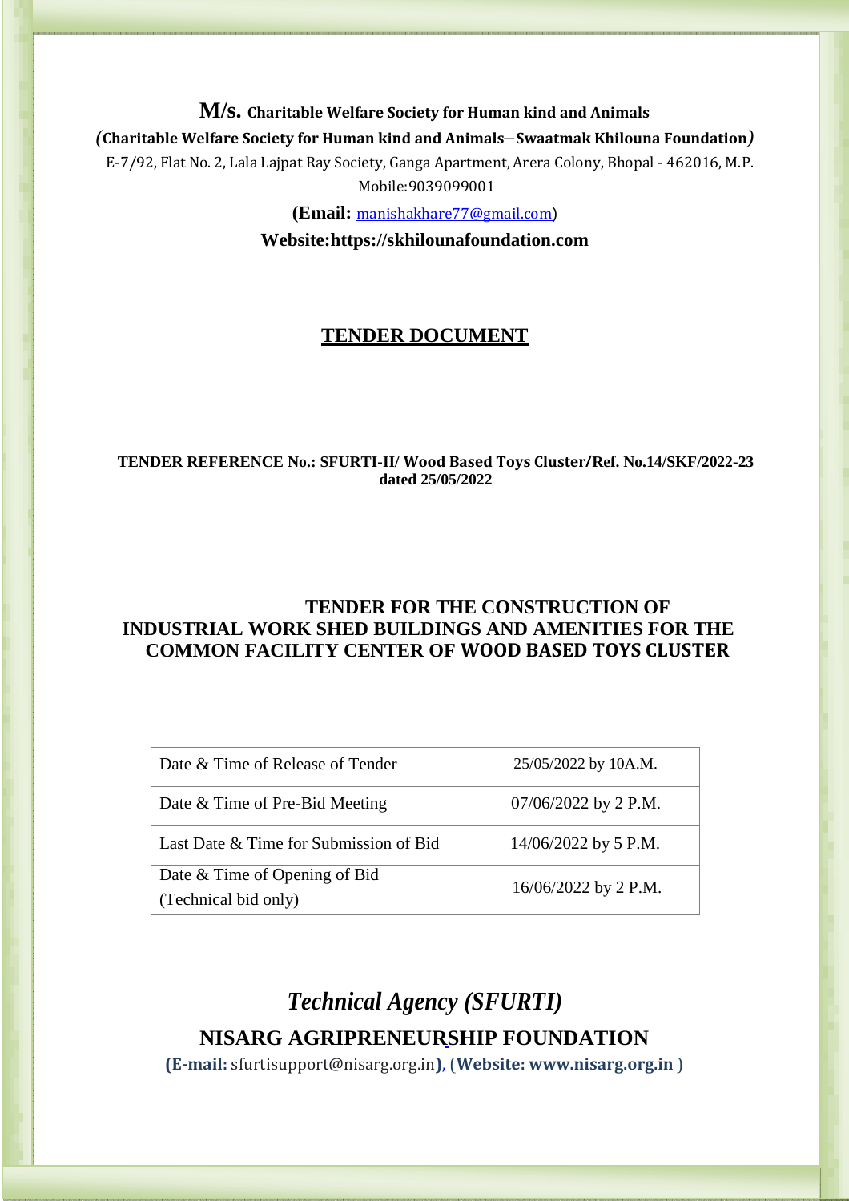**M/s. Charitable Welfare Society for Human kind and Animals**

*(***Charitable Welfare Society for Human kind and Animals***–***Swaatmak Khilouna Foundation****)*

E-7/92, Flat No. 2, Lala Lajpat Ray Society, Ganga Apartment, Arera Colony, Bhopal - 462016, M.P.

Mobile:9039099001

**(Email:** manishakhare77@gmail.com)

**Website:https://skhilounafoundation.com**

# TENDER DOCUMENT

**TENDER REFERENCE No.: SFURTI-II/ Wood Based Toys Cluster/Ref. No.14/SKF/2022-23 dated 25/05/2022**

## TENDER FOR THE CONSTRUCTION OF INDUSTRIAL WORK SHED BUILDINGS AND AMENITIES FOR THE COMMON FACILITY CENTER OF WOOD BASED TOYS CLUSTER

| Date & Time of Release of Tender | 25/05/2022 by 10A.M. |
|---|---|
| Date & Time of Pre-Bid Meeting | 07/06/2022 by 2 P.M. |
| Last Date & Time for Submission of Bid | 14/06/2022 by 5 P.M. |
| Date & Time of Opening of Bid (Technical bid only) | 16/06/2022 by 2 P.M. |

## *Technical Agency (SFURTI)*

## NISARG AGRIPRENEURSHIP FOUNDATION

**(E-mail:** sfurtisupport@nisarg.org.in**)**, (**Website: www.nisarg.org.in** )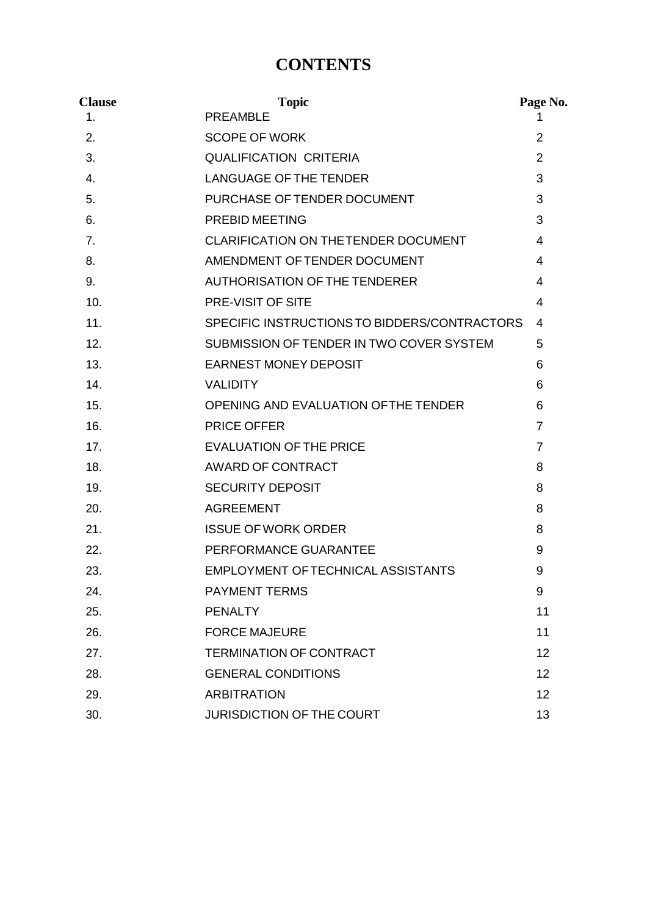# CONTENTS

| Clause | Topic | Page No. |
|---|---|---|
| 1. | PREAMBLE | 1 |
| 2. | SCOPE OF WORK | 2 |
| 3. | QUALIFICATION CRITERIA | 2 |
| 4. | LANGUAGE OF THE TENDER | 3 |
| 5. | PURCHASE OF TENDER DOCUMENT | 3 |
| 6. | PREBID MEETING | 3 |
| 7. | CLARIFICATION ON THE TENDER DOCUMENT | 4 |
| 8. | AMENDMENT OF TENDER DOCUMENT | 4 |
| 9. | AUTHORISATION OF THE TENDERER | 4 |
| 10. | PRE-VISIT OF SITE | 4 |
| 11. | SPECIFIC INSTRUCTIONS TO BIDDERS/CONTRACTORS | 4 |
| 12. | SUBMISSION OF TENDER IN TWO COVER SYSTEM | 5 |
| 13. | EARNEST MONEY DEPOSIT | 6 |
| 14. | VALIDITY | 6 |
| 15. | OPENING AND EVALUATION OF THE TENDER | 6 |
| 16. | PRICE OFFER | 7 |
| 17. | EVALUATION OF THE PRICE | 7 |
| 18. | AWARD OF CONTRACT | 8 |
| 19. | SECURITY DEPOSIT | 8 |
| 20. | AGREEMENT | 8 |
| 21. | ISSUE OF WORK ORDER | 8 |
| 22. | PERFORMANCE GUARANTEE | 9 |
| 23. | EMPLOYMENT OF TECHNICAL ASSISTANTS | 9 |
| 24. | PAYMENT TERMS | 9 |
| 25. | PENALTY | 11 |
| 26. | FORCE MAJEURE | 11 |
| 27. | TERMINATION OF CONTRACT | 12 |
| 28. | GENERAL CONDITIONS | 12 |
| 29. | ARBITRATION | 12 |
| 30. | JURISDICTION OF THE COURT | 13 |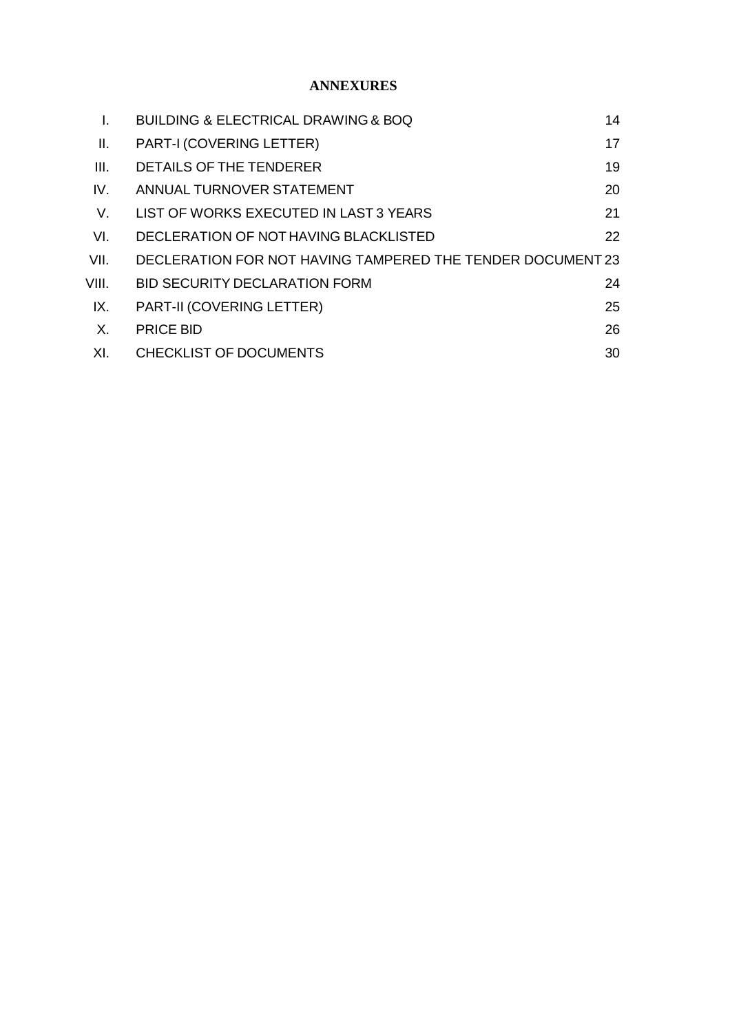# ANNEXURES

| | | |
|---|---|---|
| I. | BUILDING & ELECTRICAL DRAWING & BOQ | 14 |
| II. | PART-I (COVERING LETTER) | 17 |
| III. | DETAILS OF THE TENDERER | 19 |
| IV. | ANNUAL TURNOVER STATEMENT | 20 |
| V. | LIST OF WORKS EXECUTED IN LAST 3 YEARS | 21 |
| VI. | DECLERATION OF NOT HAVING BLACKLISTED | 22 |
| VII. | DECLERATION FOR NOT HAVING TAMPERED THE TENDER DOCUMENT | 23 |
| VIII. | BID SECURITY DECLARATION FORM | 24 |
| IX. | PART-II (COVERING LETTER) | 25 |
| X. | PRICE BID | 26 |
| XI. | CHECKLIST OF DOCUMENTS | 30 |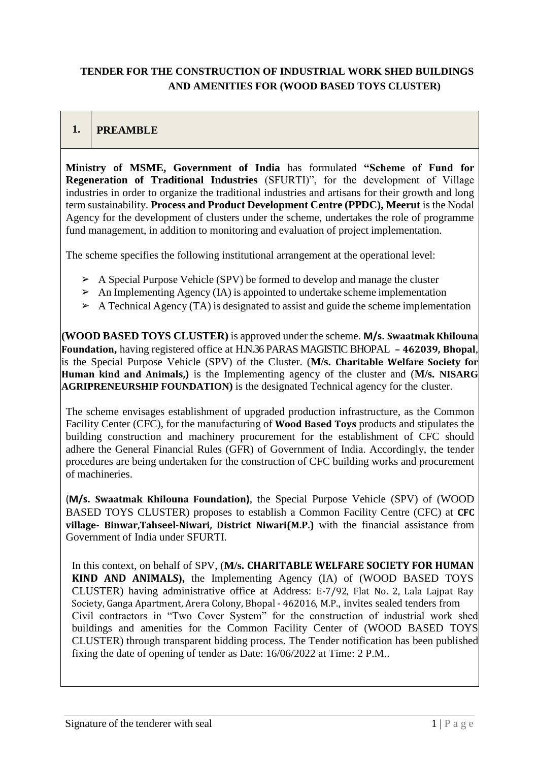**TENDER FOR THE CONSTRUCTION OF INDUSTRIAL WORK SHED BUILDINGS AND AMENITIES FOR (WOOD BASED TOYS CLUSTER)**

## 1. PREAMBLE

**Ministry of MSME, Government of India** has formulated **"Scheme of Fund for Regeneration of Traditional Industries** (SFURTI)", for the development of Village industries in order to organize the traditional industries and artisans for their growth and long term sustainability. **Process and Product Development Centre (PPDC), Meerut** is the Nodal Agency for the development of clusters under the scheme, undertakes the role of programme fund management, in addition to monitoring and evaluation of project implementation.

The scheme specifies the following institutional arrangement at the operational level:

- ➢ A Special Purpose Vehicle (SPV) be formed to develop and manage the cluster
- ➢ An Implementing Agency (IA) is appointed to undertake scheme implementation
- ➢ A Technical Agency (TA) is designated to assist and guide the scheme implementation

**(WOOD BASED TOYS CLUSTER)** is approved under the scheme. **M/s. Swaatmak Khilouna Foundation,** having registered office at H.N.36 PARAS MAGISTIC BHOPAL **– 462039, Bhopal**, is the Special Purpose Vehicle (SPV) of the Cluster. (**M/s. Charitable Welfare Society for Human kind and Animals,)** is the Implementing agency of the cluster and (**M/s. NISARG AGRIPRENEURSHIP FOUNDATION)** is the designated Technical agency for the cluster.

The scheme envisages establishment of upgraded production infrastructure, as the Common Facility Center (CFC), for the manufacturing of **Wood Based Toys** products and stipulates the building construction and machinery procurement for the establishment of CFC should adhere the General Financial Rules (GFR) of Government of India. Accordingly, the tender procedures are being undertaken for the construction of CFC building works and procurement of machineries.

(**M/s. Swaatmak Khilouna Foundation)**, the Special Purpose Vehicle (SPV) of (WOOD BASED TOYS CLUSTER) proposes to establish a Common Facility Centre (CFC) at **CFC village- Binwar,Tahseel-Niwari, District Niwari(M.P.)** with the financial assistance from Government of India under SFURTI.

In this context, on behalf of SPV, (**M/s. CHARITABLE WELFARE SOCIETY FOR HUMAN KIND AND ANIMALS),** the Implementing Agency (IA) of (WOOD BASED TOYS CLUSTER) having administrative office at Address: E-7/92, Flat No. 2, Lala Lajpat Ray Society, Ganga Apartment, Arera Colony, Bhopal - 462016, M.P., invites sealed tenders from Civil contractors in "Two Cover System" for the construction of industrial work shed buildings and amenities for the Common Facility Center of (WOOD BASED TOYS CLUSTER) through transparent bidding process. The Tender notification has been published fixing the date of opening of tender as Date: 16/06/2022 at Time: 2 P.M..

Signature of the tenderer with seal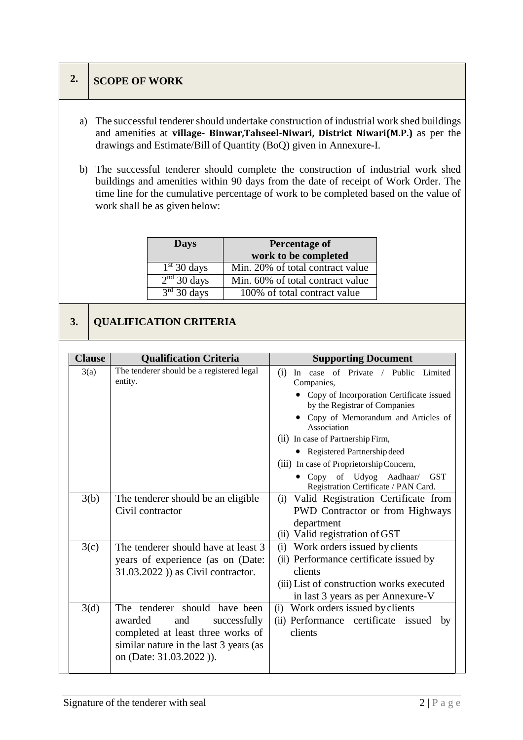## 2. SCOPE OF WORK

a) The successful tenderer should undertake construction of industrial work shed buildings and amenities at **village- Binwar,Tahseel-Niwari, District Niwari(M.P.)** as per the drawings and Estimate/Bill of Quantity (BoQ) given in Annexure-I.

b) The successful tenderer should complete the construction of industrial work shed buildings and amenities within 90 days from the date of receipt of Work Order. The time line for the cumulative percentage of work to be completed based on the value of work shall be as given below:

| Days | Percentage of work to be completed |
|---|---|
| 1st 30 days | Min. 20% of total contract value |
| 2nd 30 days | Min. 60% of total contract value |
| 3rd 30 days | 100% of total contract value |

## 3. QUALIFICATION CRITERIA

| Clause | Qualification Criteria | Supporting Document |
|---|---|---|
| 3(a) | The tenderer should be a registered legal entity. | (i) In case of Private / Public Limited Companies,<br>• Copy of Incorporation Certificate issued by the Registrar of Companies<br>• Copy of Memorandum and Articles of Association<br>(ii) In case of Partnership Firm,<br>• Registered Partnership deed<br>(iii) In case of Proprietorship Concern,<br>• Copy of Udyog Aadhaar/ GST Registration Certificate / PAN Card. |
| 3(b) | The tenderer should be an eligible Civil contractor | (i) Valid Registration Certificate from PWD Contractor or from Highways department<br>(ii) Valid registration of GST |
| 3(c) | The tenderer should have at least 3 years of experience (as on (Date: 31.03.2022 )) as Civil contractor. | (i) Work orders issued by clients<br>(ii) Performance certificate issued by clients<br>(iii) List of construction works executed in last 3 years as per Annexure-V |
| 3(d) | The tenderer should have been awarded and successfully completed at least three works of similar nature in the last 3 years (as on (Date: 31.03.2022 )). | (i) Work orders issued by clients<br>(ii) Performance certificate issued by clients |

Signature of the tenderer with seal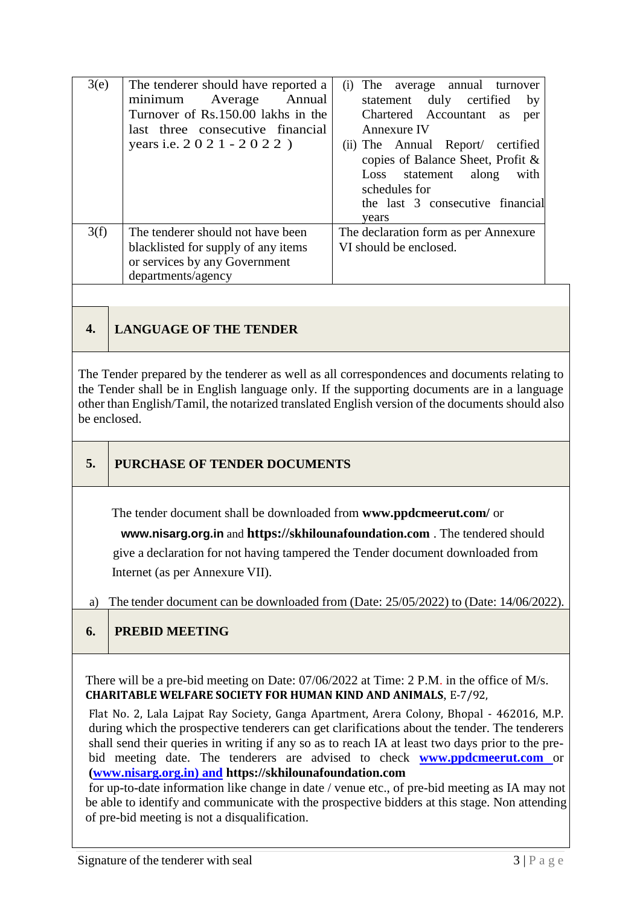| 3(e) | The tenderer should have reported a minimum Average Annual Turnover of Rs.150.00 lakhs in the last three consecutive financial years i.e. 2 0 2 1 - 2 0 2 2 ) | (i) The average annual turnover statement duly certified by Chartered Accountant as per Annexure IV<br>(ii) The Annual Report/ certified copies of Balance Sheet, Profit & Loss statement along with schedules for the last 3 consecutive financial years |
|---|---|---|
| 3(f) | The tenderer should not have been blacklisted for supply of any items or services by any Government departments/agency | The declaration form as per Annexure VI should be enclosed. |

## 4. LANGUAGE OF THE TENDER

The Tender prepared by the tenderer as well as all correspondences and documents relating to the Tender shall be in English language only. If the supporting documents are in a language other than English/Tamil, the notarized translated English version of the documents should also be enclosed.

## 5. PURCHASE OF TENDER DOCUMENTS

The tender document shall be downloaded from **www.ppdcmeerut.com/** or **www.nisarg.org.in** and **https://skhilounafoundation.com** . The tendered should give a declaration for not having tampered the Tender document downloaded from Internet (as per Annexure VII).

a) The tender document can be downloaded from (Date: 25/05/2022) to (Date: 14/06/2022).

## 6. PREBID MEETING

There will be a pre-bid meeting on Date: 07/06/2022 at Time: 2 P.M. in the office of M/s. **CHARITABLE WELFARE SOCIETY FOR HUMAN KIND AND ANIMALS**, E-7/92, Flat No. 2, Lala Lajpat Ray Society, Ganga Apartment, Arera Colony, Bhopal - 462016, M.P. during which the prospective tenderers can get clarifications about the tender. The tenderers shall send their queries in writing if any so as to reach IA at least two days prior to the pre-bid meeting date. The tenderers are advised to check **www.ppdcmeerut.com** or **(www.nisarg.org.in) and https://skhilounafoundation.com** for up-to-date information like change in date / venue etc., of pre-bid meeting as IA may not be able to identify and communicate with the prospective bidders at this stage. Non attending of pre-bid meeting is not a disqualification.

Signature of the tenderer with seal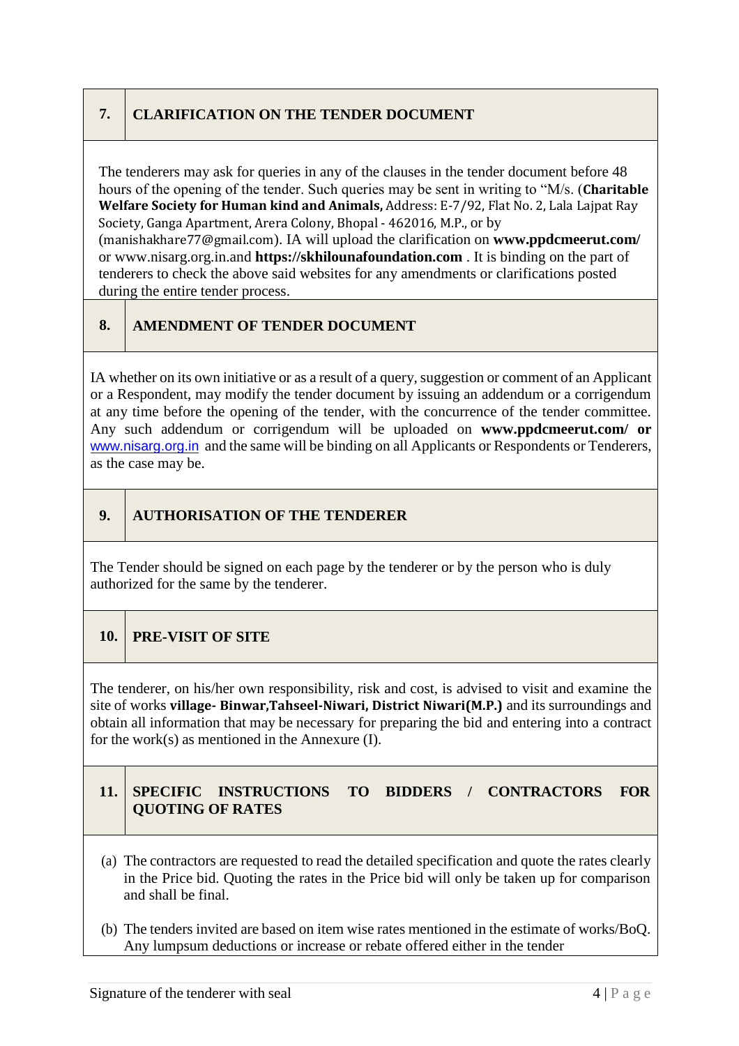## 7. CLARIFICATION ON THE TENDER DOCUMENT

The tenderers may ask for queries in any of the clauses in the tender document before 48 hours of the opening of the tender. Such queries may be sent in writing to "M/s. (**Charitable Welfare Society for Human kind and Animals,** Address: E-7/92, Flat No. 2, Lala Lajpat Ray Society, Ganga Apartment, Arera Colony, Bhopal - 462016, M.P., or by (manishakhare77@gmail.com). IA will upload the clarification on **www.ppdcmeerut.com/** or www.nisarg.org.in.and **https://skhilounafoundation.com** . It is binding on the part of tenderers to check the above said websites for any amendments or clarifications posted during the entire tender process.

## 8. AMENDMENT OF TENDER DOCUMENT

IA whether on its own initiative or as a result of a query, suggestion or comment of an Applicant or a Respondent, may modify the tender document by issuing an addendum or a corrigendum at any time before the opening of the tender, with the concurrence of the tender committee. Any such addendum or corrigendum will be uploaded on **www.ppdcmeerut.com/ or** www.nisarg.org.in and the same will be binding on all Applicants or Respondents or Tenderers, as the case may be.

## 9. AUTHORISATION OF THE TENDERER

The Tender should be signed on each page by the tenderer or by the person who is duly authorized for the same by the tenderer.

## 10. PRE-VISIT OF SITE

The tenderer, on his/her own responsibility, risk and cost, is advised to visit and examine the site of works **village- Binwar,Tahseel-Niwari, District Niwari(M.P.)** and its surroundings and obtain all information that may be necessary for preparing the bid and entering into a contract for the work(s) as mentioned in the Annexure (I).

## 11. SPECIFIC INSTRUCTIONS TO BIDDERS / CONTRACTORS FOR QUOTING OF RATES

(a) The contractors are requested to read the detailed specification and quote the rates clearly in the Price bid. Quoting the rates in the Price bid will only be taken up for comparison and shall be final.

(b) The tenders invited are based on item wise rates mentioned in the estimate of works/BoQ. Any lumpsum deductions or increase or rebate offered either in the tender

Signature of the tenderer with seal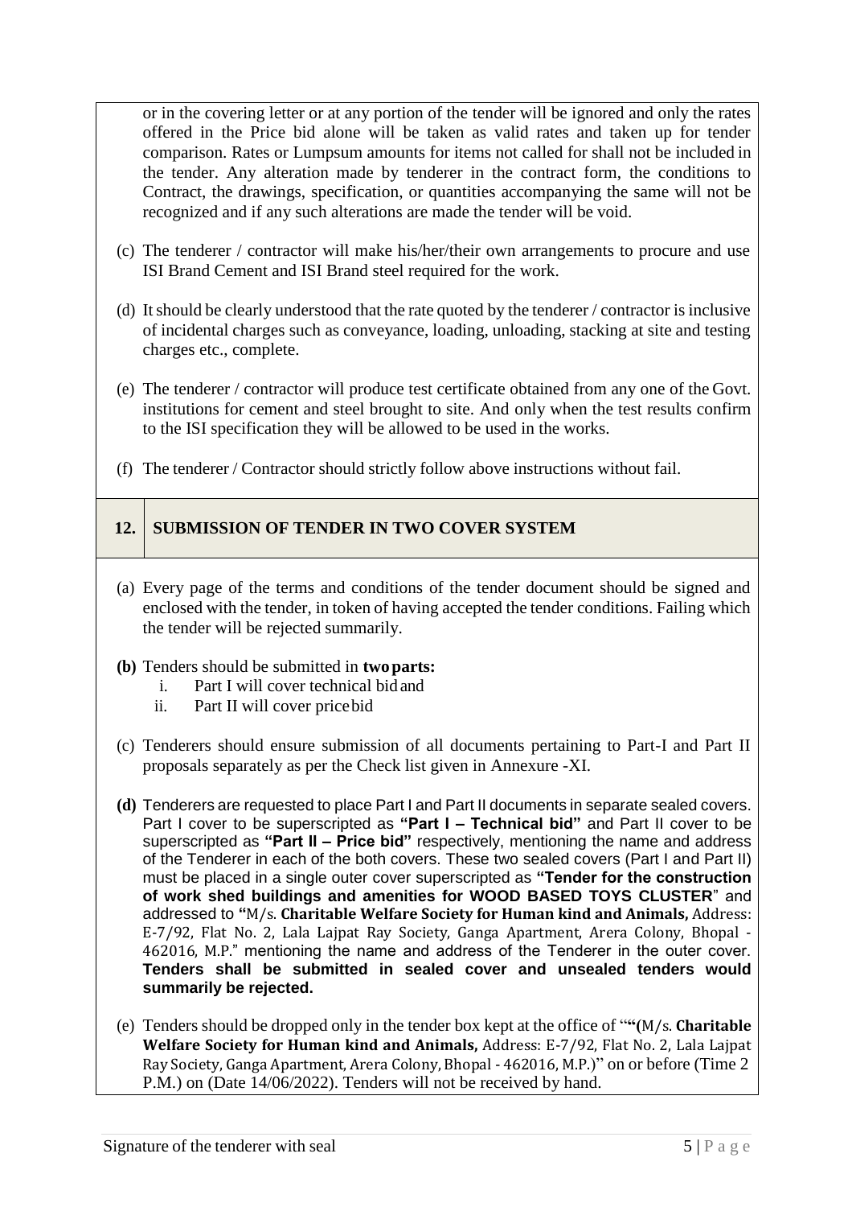or in the covering letter or at any portion of the tender will be ignored and only the rates offered in the Price bid alone will be taken as valid rates and taken up for tender comparison. Rates or Lumpsum amounts for items not called for shall not be included in the tender. Any alteration made by tenderer in the contract form, the conditions to Contract, the drawings, specification, or quantities accompanying the same will not be recognized and if any such alterations are made the tender will be void.

(c) The tenderer / contractor will make his/her/their own arrangements to procure and use ISI Brand Cement and ISI Brand steel required for the work.

(d) It should be clearly understood that the rate quoted by the tenderer / contractor is inclusive of incidental charges such as conveyance, loading, unloading, stacking at site and testing charges etc., complete.

(e) The tenderer / contractor will produce test certificate obtained from any one of the Govt. institutions for cement and steel brought to site. And only when the test results confirm to the ISI specification they will be allowed to be used in the works.

(f) The tenderer / Contractor should strictly follow above instructions without fail.

## 12. SUBMISSION OF TENDER IN TWO COVER SYSTEM

(a) Every page of the terms and conditions of the tender document should be signed and enclosed with the tender, in token of having accepted the tender conditions. Failing which the tender will be rejected summarily.

**(b)** Tenders should be submitted in **two parts:**

i. Part I will cover technical bid and
ii. Part II will cover price bid

(c) Tenderers should ensure submission of all documents pertaining to Part-I and Part II proposals separately as per the Check list given in Annexure -XI.

**(d)** Tenderers are requested to place Part I and Part II documents in separate sealed covers. Part I cover to be superscripted as **"Part I – Technical bid"** and Part II cover to be superscripted as **"Part II – Price bid"** respectively, mentioning the name and address of the Tenderer in each of the both covers. These two sealed covers (Part I and Part II) must be placed in a single outer cover superscripted as **"Tender for the construction of work shed buildings and amenities for WOOD BASED TOYS CLUSTER"** and addressed to "M/s. **Charitable Welfare Society for Human kind and Animals,** Address: E-7/92, Flat No. 2, Lala Lajpat Ray Society, Ganga Apartment, Arera Colony, Bhopal - 462016, M.P." mentioning the name and address of the Tenderer in the outer cover. **Tenders shall be submitted in sealed cover and unsealed tenders would summarily be rejected.**

(e) Tenders should be dropped only in the tender box kept at the office of "**"(**M/s. **Charitable Welfare Society for Human kind and Animals,** Address: E-7/92, Flat No. 2, Lala Lajpat Ray Society, Ganga Apartment, Arera Colony, Bhopal - 462016, M.P.)" on or before (Time 2 P.M.) on (Date 14/06/2022). Tenders will not be received by hand.

Signature of the tenderer with seal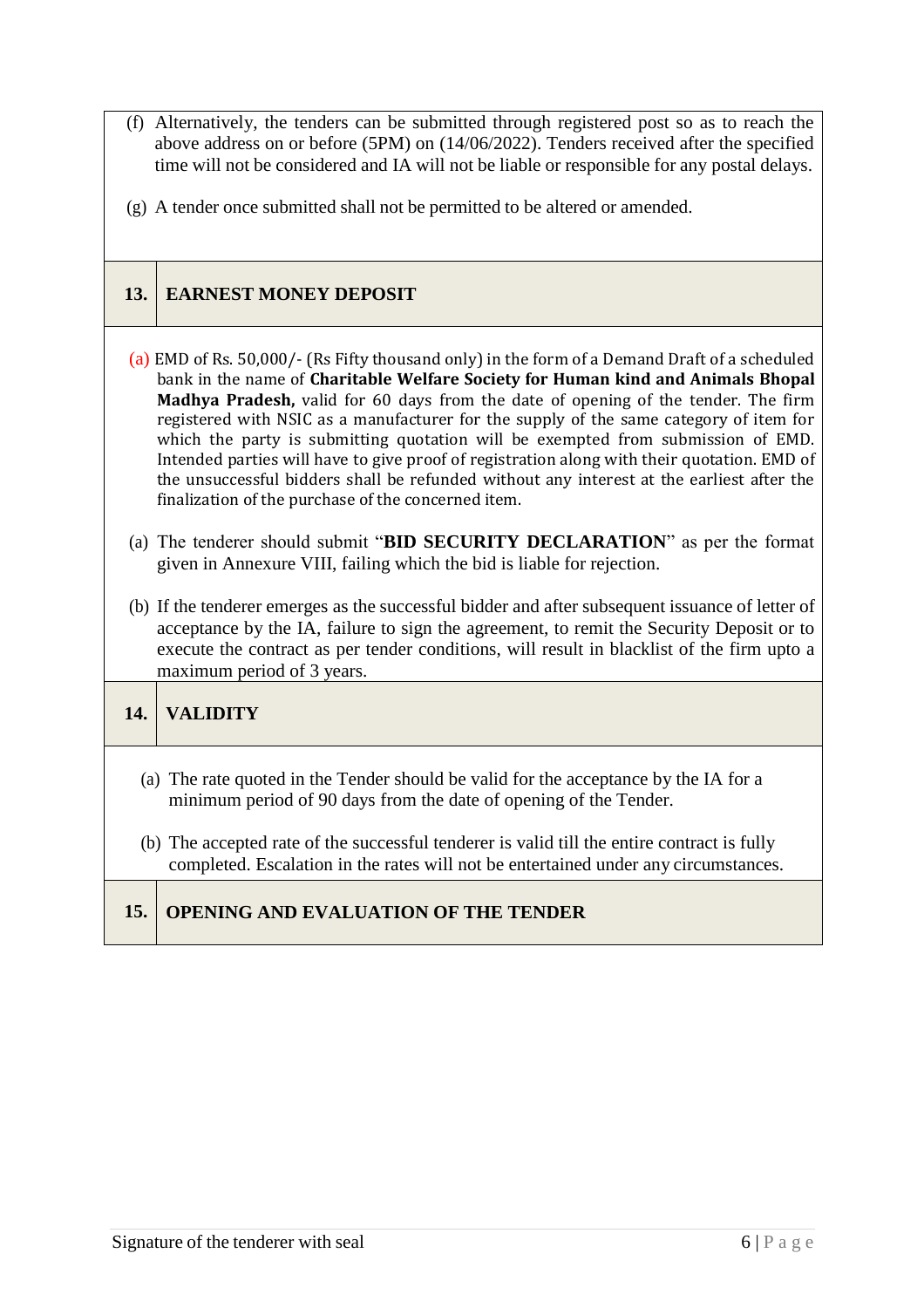(f) Alternatively, the tenders can be submitted through registered post so as to reach the above address on or before (5PM) on (14/06/2022). Tenders received after the specified time will not be considered and IA will not be liable or responsible for any postal delays.

(g) A tender once submitted shall not be permitted to be altered or amended.

## 13. EARNEST MONEY DEPOSIT

(a) EMD of Rs. 50,000/- (Rs Fifty thousand only) in the form of a Demand Draft of a scheduled bank in the name of **Charitable Welfare Society for Human kind and Animals Bhopal Madhya Pradesh,** valid for 60 days from the date of opening of the tender. The firm registered with NSIC as a manufacturer for the supply of the same category of item for which the party is submitting quotation will be exempted from submission of EMD. Intended parties will have to give proof of registration along with their quotation. EMD of the unsuccessful bidders shall be refunded without any interest at the earliest after the finalization of the purchase of the concerned item.

(a) The tenderer should submit "**BID SECURITY DECLARATION**" as per the format given in Annexure VIII, failing which the bid is liable for rejection.

(b) If the tenderer emerges as the successful bidder and after subsequent issuance of letter of acceptance by the IA, failure to sign the agreement, to remit the Security Deposit or to execute the contract as per tender conditions, will result in blacklist of the firm upto a maximum period of 3 years.

## 14. VALIDITY

(a) The rate quoted in the Tender should be valid for the acceptance by the IA for a minimum period of 90 days from the date of opening of the Tender.

(b) The accepted rate of the successful tenderer is valid till the entire contract is fully completed. Escalation in the rates will not be entertained under any circumstances.

## 15. OPENING AND EVALUATION OF THE TENDER

Signature of the tenderer with seal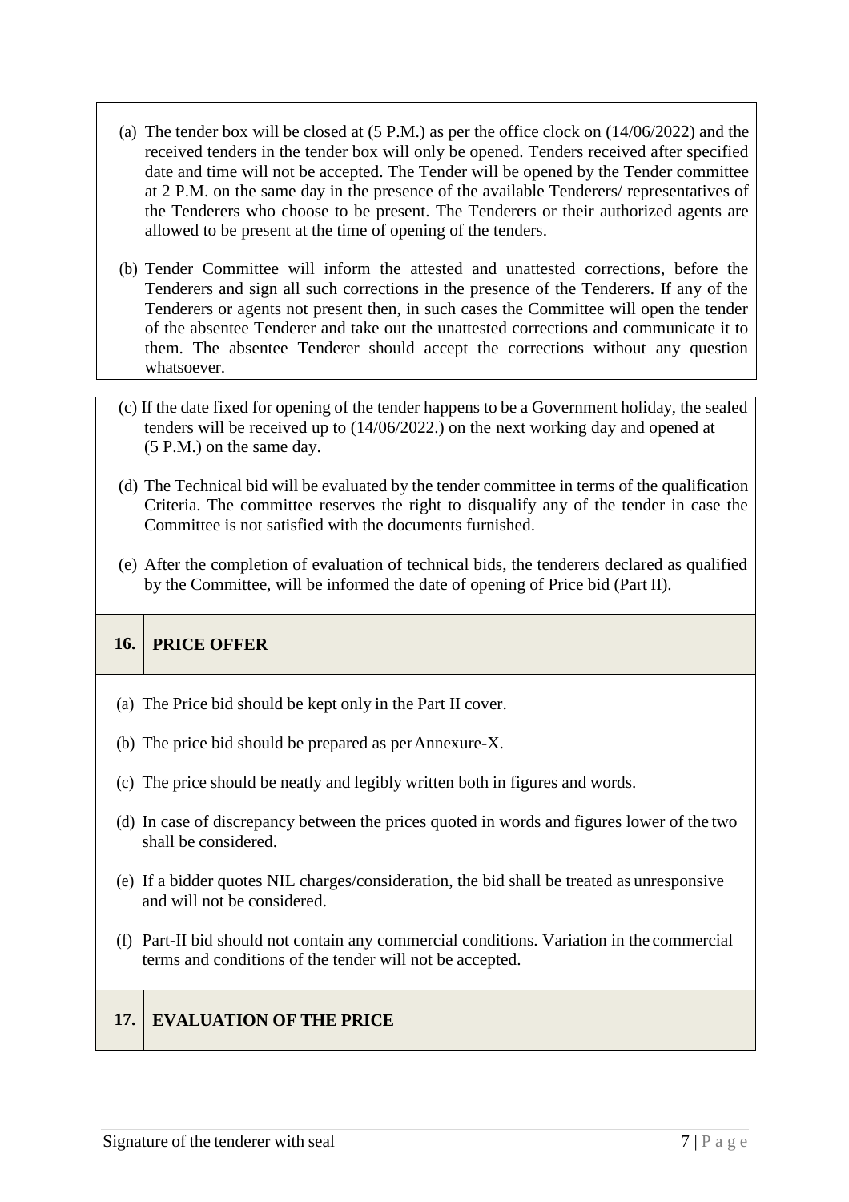(a) The tender box will be closed at (5 P.M.) as per the office clock on (14/06/2022) and the received tenders in the tender box will only be opened. Tenders received after specified date and time will not be accepted. The Tender will be opened by the Tender committee at 2 P.M. on the same day in the presence of the available Tenderers/ representatives of the Tenderers who choose to be present. The Tenderers or their authorized agents are allowed to be present at the time of opening of the tenders.

(b) Tender Committee will inform the attested and unattested corrections, before the Tenderers and sign all such corrections in the presence of the Tenderers. If any of the Tenderers or agents not present then, in such cases the Committee will open the tender of the absentee Tenderer and take out the unattested corrections and communicate it to them. The absentee Tenderer should accept the corrections without any question whatsoever.

(c) If the date fixed for opening of the tender happens to be a Government holiday, the sealed tenders will be received up to (14/06/2022.) on the next working day and opened at (5 P.M.) on the same day.

(d) The Technical bid will be evaluated by the tender committee in terms of the qualification Criteria. The committee reserves the right to disqualify any of the tender in case the Committee is not satisfied with the documents furnished.

(e) After the completion of evaluation of technical bids, the tenderers declared as qualified by the Committee, will be informed the date of opening of Price bid (Part II).

## 16. PRICE OFFER

(a) The Price bid should be kept only in the Part II cover.

(b) The price bid should be prepared as per Annexure-X.

(c) The price should be neatly and legibly written both in figures and words.

(d) In case of discrepancy between the prices quoted in words and figures lower of the two shall be considered.

(e) If a bidder quotes NIL charges/consideration, the bid shall be treated as unresponsive and will not be considered.

(f) Part-II bid should not contain any commercial conditions. Variation in the commercial terms and conditions of the tender will not be accepted.

## 17. EVALUATION OF THE PRICE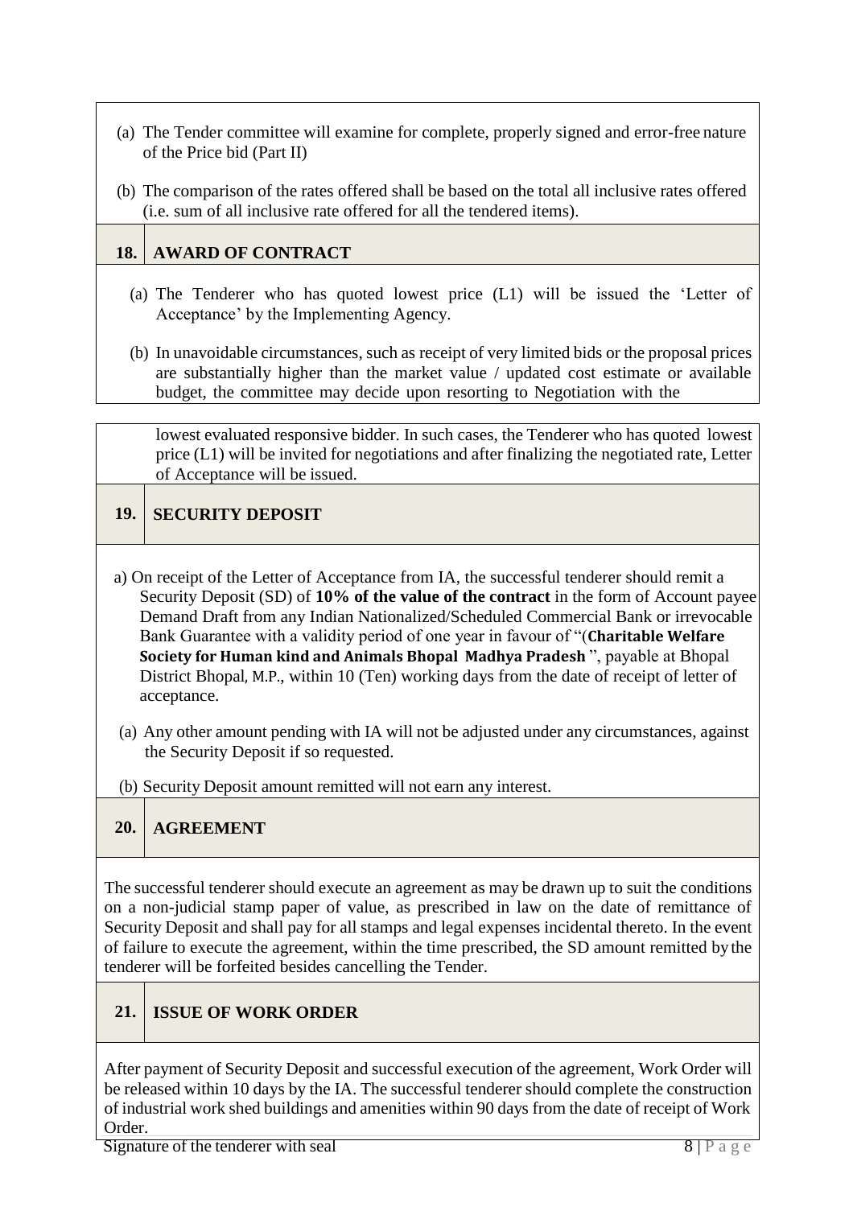(a) The Tender committee will examine for complete, properly signed and error-free nature of the Price bid (Part II)

(b) The comparison of the rates offered shall be based on the total all inclusive rates offered (i.e. sum of all inclusive rate offered for all the tendered items).

## 18. AWARD OF CONTRACT

(a) The Tenderer who has quoted lowest price (L1) will be issued the 'Letter of Acceptance' by the Implementing Agency.

(b) In unavoidable circumstances, such as receipt of very limited bids or the proposal prices are substantially higher than the market value / updated cost estimate or available budget, the committee may decide upon resorting to Negotiation with the lowest evaluated responsive bidder. In such cases, the Tenderer who has quoted lowest price (L1) will be invited for negotiations and after finalizing the negotiated rate, Letter of Acceptance will be issued.

## 19. SECURITY DEPOSIT

a) On receipt of the Letter of Acceptance from IA, the successful tenderer should remit a Security Deposit (SD) of **10% of the value of the contract** in the form of Account payee Demand Draft from any Indian Nationalized/Scheduled Commercial Bank or irrevocable Bank Guarantee with a validity period of one year in favour of "(**Charitable Welfare Society for Human kind and Animals Bhopal Madhya Pradesh** ", payable at Bhopal District Bhopal, M.P., within 10 (Ten) working days from the date of receipt of letter of acceptance.

(a) Any other amount pending with IA will not be adjusted under any circumstances, against the Security Deposit if so requested.

(b) Security Deposit amount remitted will not earn any interest.

## 20. AGREEMENT

The successful tenderer should execute an agreement as may be drawn up to suit the conditions on a non-judicial stamp paper of value, as prescribed in law on the date of remittance of Security Deposit and shall pay for all stamps and legal expenses incidental thereto. In the event of failure to execute the agreement, within the time prescribed, the SD amount remitted by the tenderer will be forfeited besides cancelling the Tender.

## 21. ISSUE OF WORK ORDER

After payment of Security Deposit and successful execution of the agreement, Work Order will be released within 10 days by the IA. The successful tenderer should complete the construction of industrial work shed buildings and amenities within 90 days from the date of receipt of Work Order.

Signature of the tenderer with seal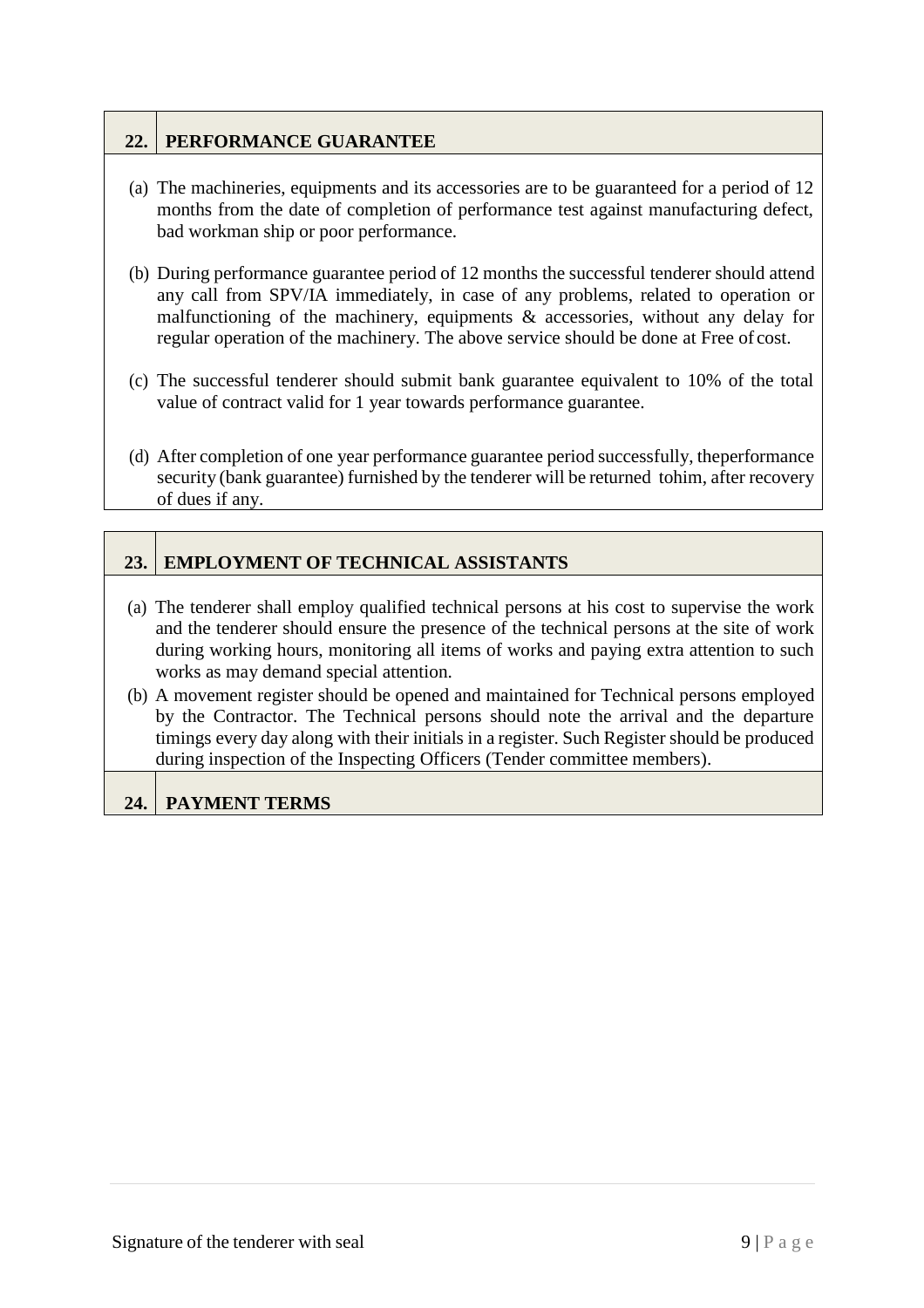## 22. PERFORMANCE GUARANTEE

(a) The machineries, equipments and its accessories are to be guaranteed for a period of 12 months from the date of completion of performance test against manufacturing defect, bad workman ship or poor performance.

(b) During performance guarantee period of 12 months the successful tenderer should attend any call from SPV/IA immediately, in case of any problems, related to operation or malfunctioning of the machinery, equipments & accessories, without any delay for regular operation of the machinery. The above service should be done at Free of cost.

(c) The successful tenderer should submit bank guarantee equivalent to 10% of the total value of contract valid for 1 year towards performance guarantee.

(d) After completion of one year performance guarantee period successfully, theperformance security (bank guarantee) furnished by the tenderer will be returned tohim, after recovery of dues if any.

## 23. EMPLOYMENT OF TECHNICAL ASSISTANTS

(a) The tenderer shall employ qualified technical persons at his cost to supervise the work and the tenderer should ensure the presence of the technical persons at the site of work during working hours, monitoring all items of works and paying extra attention to such works as may demand special attention.

(b) A movement register should be opened and maintained for Technical persons employed by the Contractor. The Technical persons should note the arrival and the departure timings every day along with their initials in a register. Such Register should be produced during inspection of the Inspecting Officers (Tender committee members).

## 24. PAYMENT TERMS

Signature of the tenderer with seal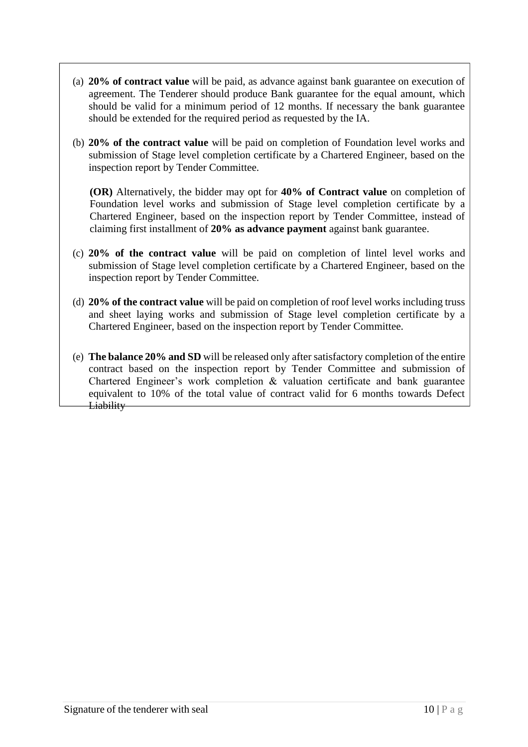(a) **20% of contract value** will be paid, as advance against bank guarantee on execution of agreement. The Tenderer should produce Bank guarantee for the equal amount, which should be valid for a minimum period of 12 months. If necessary the bank guarantee should be extended for the required period as requested by the IA.

(b) **20% of the contract value** will be paid on completion of Foundation level works and submission of Stage level completion certificate by a Chartered Engineer, based on the inspection report by Tender Committee.

**(OR)** Alternatively, the bidder may opt for **40% of Contract value** on completion of Foundation level works and submission of Stage level completion certificate by a Chartered Engineer, based on the inspection report by Tender Committee, instead of claiming first installment of **20% as advance payment** against bank guarantee.

(c) **20% of the contract value** will be paid on completion of lintel level works and submission of Stage level completion certificate by a Chartered Engineer, based on the inspection report by Tender Committee.

(d) **20% of the contract value** will be paid on completion of roof level works including truss and sheet laying works and submission of Stage level completion certificate by a Chartered Engineer, based on the inspection report by Tender Committee.

(e) **The balance 20% and SD** will be released only after satisfactory completion of the entire contract based on the inspection report by Tender Committee and submission of Chartered Engineer's work completion & valuation certificate and bank guarantee equivalent to 10% of the total value of contract valid for 6 months towards Defect Liability

Signature of the tenderer with seal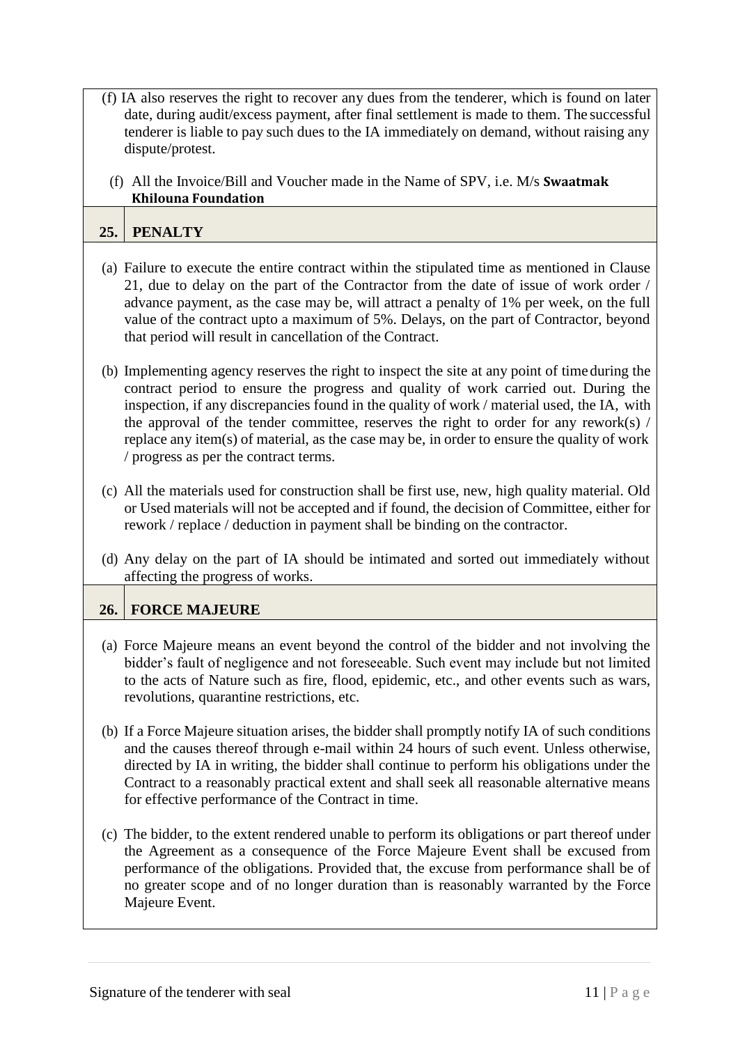(f) IA also reserves the right to recover any dues from the tenderer, which is found on later date, during audit/excess payment, after final settlement is made to them. The successful tenderer is liable to pay such dues to the IA immediately on demand, without raising any dispute/protest.

(f) All the Invoice/Bill and Voucher made in the Name of SPV, i.e. M/s **Swaatmak Khilouna Foundation**

## 25. PENALTY

(a) Failure to execute the entire contract within the stipulated time as mentioned in Clause 21, due to delay on the part of the Contractor from the date of issue of work order / advance payment, as the case may be, will attract a penalty of 1% per week, on the full value of the contract upto a maximum of 5%. Delays, on the part of Contractor, beyond that period will result in cancellation of the Contract.

(b) Implementing agency reserves the right to inspect the site at any point of time during the contract period to ensure the progress and quality of work carried out. During the inspection, if any discrepancies found in the quality of work / material used, the IA, with the approval of the tender committee, reserves the right to order for any rework(s) / replace any item(s) of material, as the case may be, in order to ensure the quality of work / progress as per the contract terms.

(c) All the materials used for construction shall be first use, new, high quality material. Old or Used materials will not be accepted and if found, the decision of Committee, either for rework / replace / deduction in payment shall be binding on the contractor.

(d) Any delay on the part of IA should be intimated and sorted out immediately without affecting the progress of works.

## 26. FORCE MAJEURE

(a) Force Majeure means an event beyond the control of the bidder and not involving the bidder's fault of negligence and not foreseeable. Such event may include but not limited to the acts of Nature such as fire, flood, epidemic, etc., and other events such as wars, revolutions, quarantine restrictions, etc.

(b) If a Force Majeure situation arises, the bidder shall promptly notify IA of such conditions and the causes thereof through e-mail within 24 hours of such event. Unless otherwise, directed by IA in writing, the bidder shall continue to perform his obligations under the Contract to a reasonably practical extent and shall seek all reasonable alternative means for effective performance of the Contract in time.

(c) The bidder, to the extent rendered unable to perform its obligations or part thereof under the Agreement as a consequence of the Force Majeure Event shall be excused from performance of the obligations. Provided that, the excuse from performance shall be of no greater scope and of no longer duration than is reasonably warranted by the Force Majeure Event.

Signature of the tenderer with seal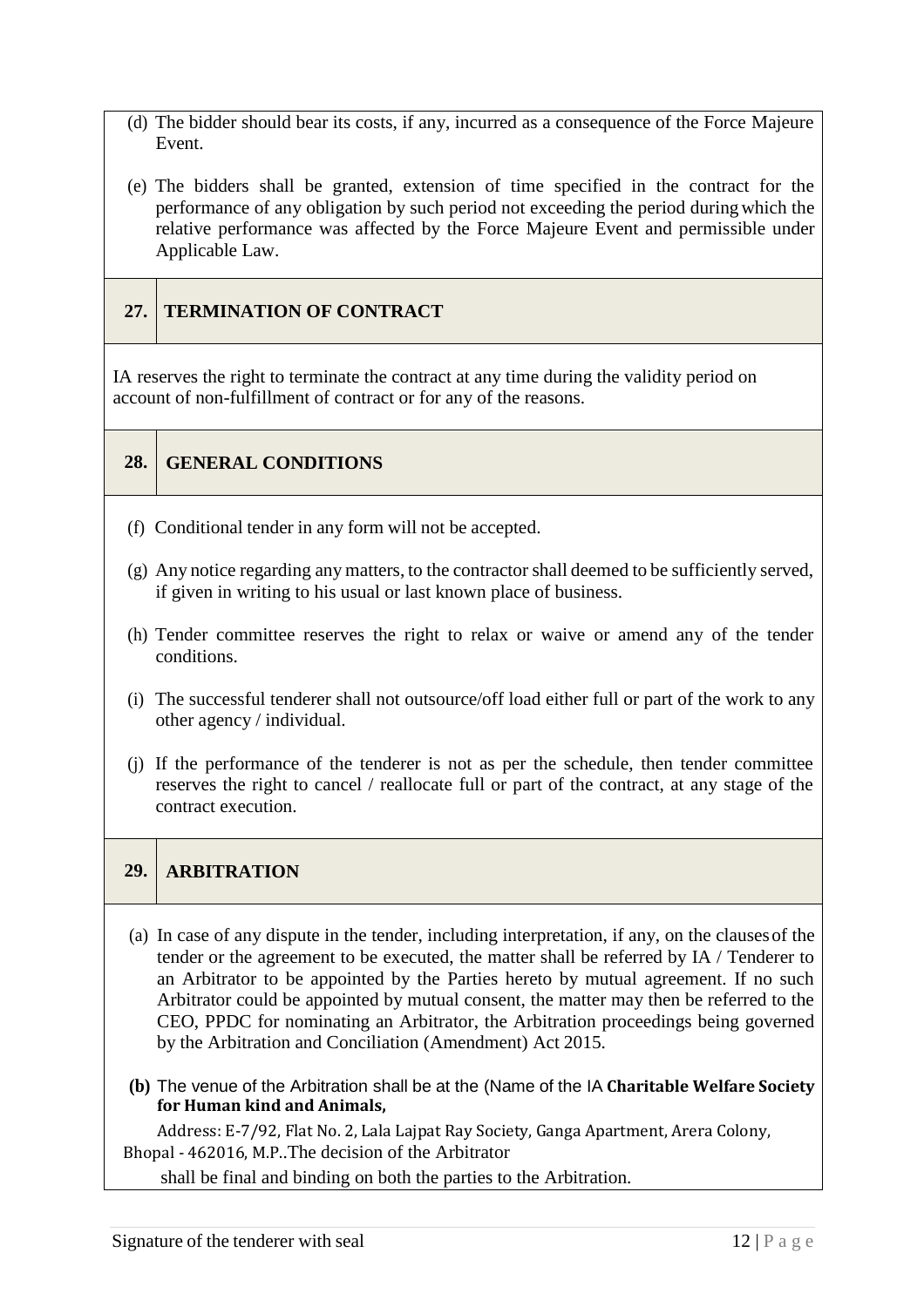(d) The bidder should bear its costs, if any, incurred as a consequence of the Force Majeure Event.

(e) The bidders shall be granted, extension of time specified in the contract for the performance of any obligation by such period not exceeding the period during which the relative performance was affected by the Force Majeure Event and permissible under Applicable Law.

## 27. TERMINATION OF CONTRACT

IA reserves the right to terminate the contract at any time during the validity period on account of non-fulfillment of contract or for any of the reasons.

## 28. GENERAL CONDITIONS

(f) Conditional tender in any form will not be accepted.

(g) Any notice regarding any matters, to the contractor shall deemed to be sufficiently served, if given in writing to his usual or last known place of business.

(h) Tender committee reserves the right to relax or waive or amend any of the tender conditions.

(i) The successful tenderer shall not outsource/off load either full or part of the work to any other agency / individual.

(j) If the performance of the tenderer is not as per the schedule, then tender committee reserves the right to cancel / reallocate full or part of the contract, at any stage of the contract execution.

## 29. ARBITRATION

(a) In case of any dispute in the tender, including interpretation, if any, on the clauses of the tender or the agreement to be executed, the matter shall be referred by IA / Tenderer to an Arbitrator to be appointed by the Parties hereto by mutual agreement. If no such Arbitrator could be appointed by mutual consent, the matter may then be referred to the CEO, PPDC for nominating an Arbitrator, the Arbitration proceedings being governed by the Arbitration and Conciliation (Amendment) Act 2015.

**(b)** The venue of the Arbitration shall be at the (Name of the IA **Charitable Welfare Society for Human kind and Animals,**

Address: E-7/92, Flat No. 2, Lala Lajpat Ray Society, Ganga Apartment, Arera Colony, Bhopal - 462016, M.P..The decision of the Arbitrator shall be final and binding on both the parties to the Arbitration.

Signature of the tenderer with seal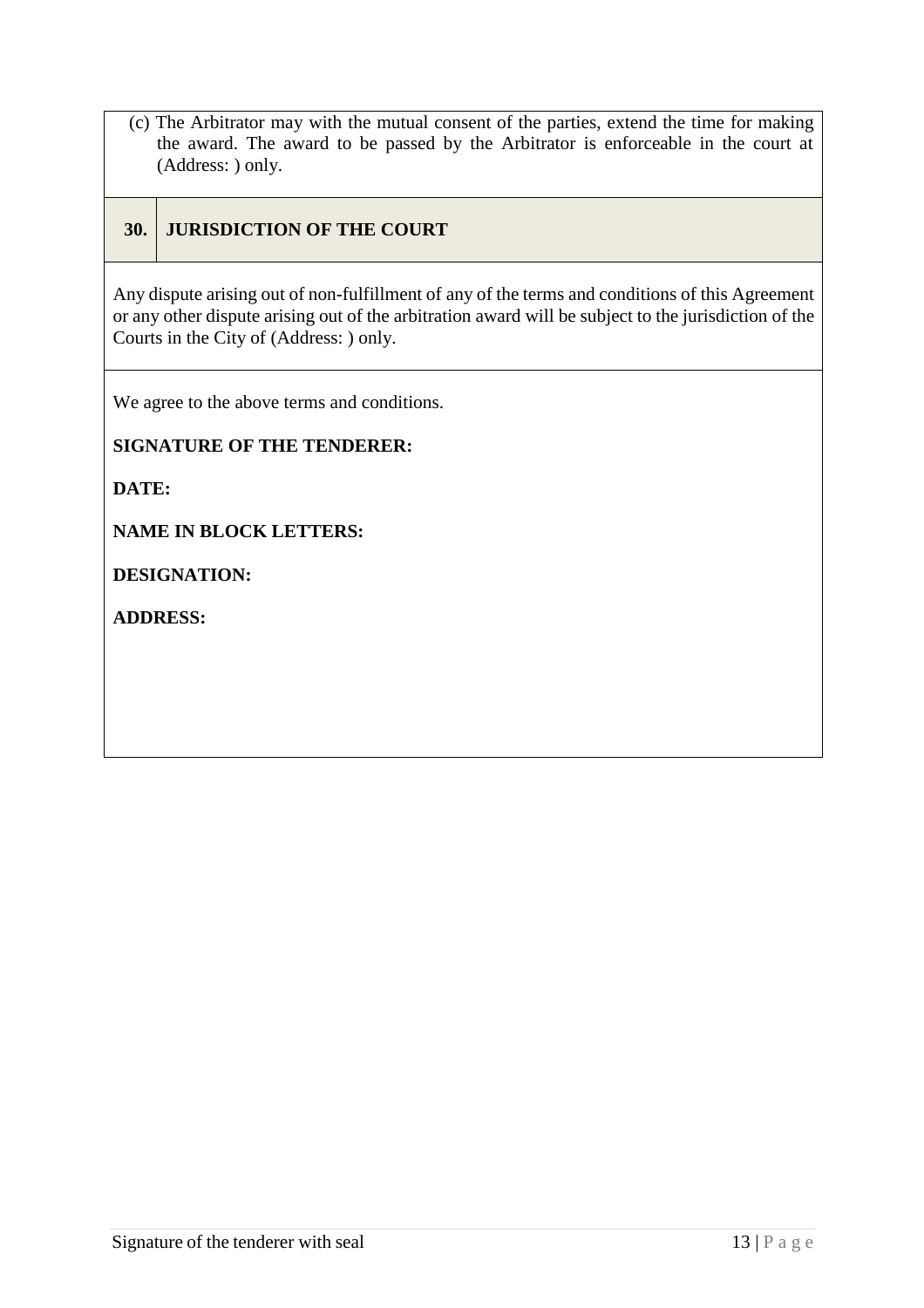(c) The Arbitrator may with the mutual consent of the parties, extend the time for making the award. The award to be passed by the Arbitrator is enforceable in the court at (Address: ) only.

## 30. JURISDICTION OF THE COURT

Any dispute arising out of non-fulfillment of any of the terms and conditions of this Agreement or any other dispute arising out of the arbitration award will be subject to the jurisdiction of the Courts in the City of (Address: ) only.

We agree to the above terms and conditions.

**SIGNATURE OF THE TENDERER:**

**DATE:**

**NAME IN BLOCK LETTERS:**

**DESIGNATION:**

**ADDRESS:**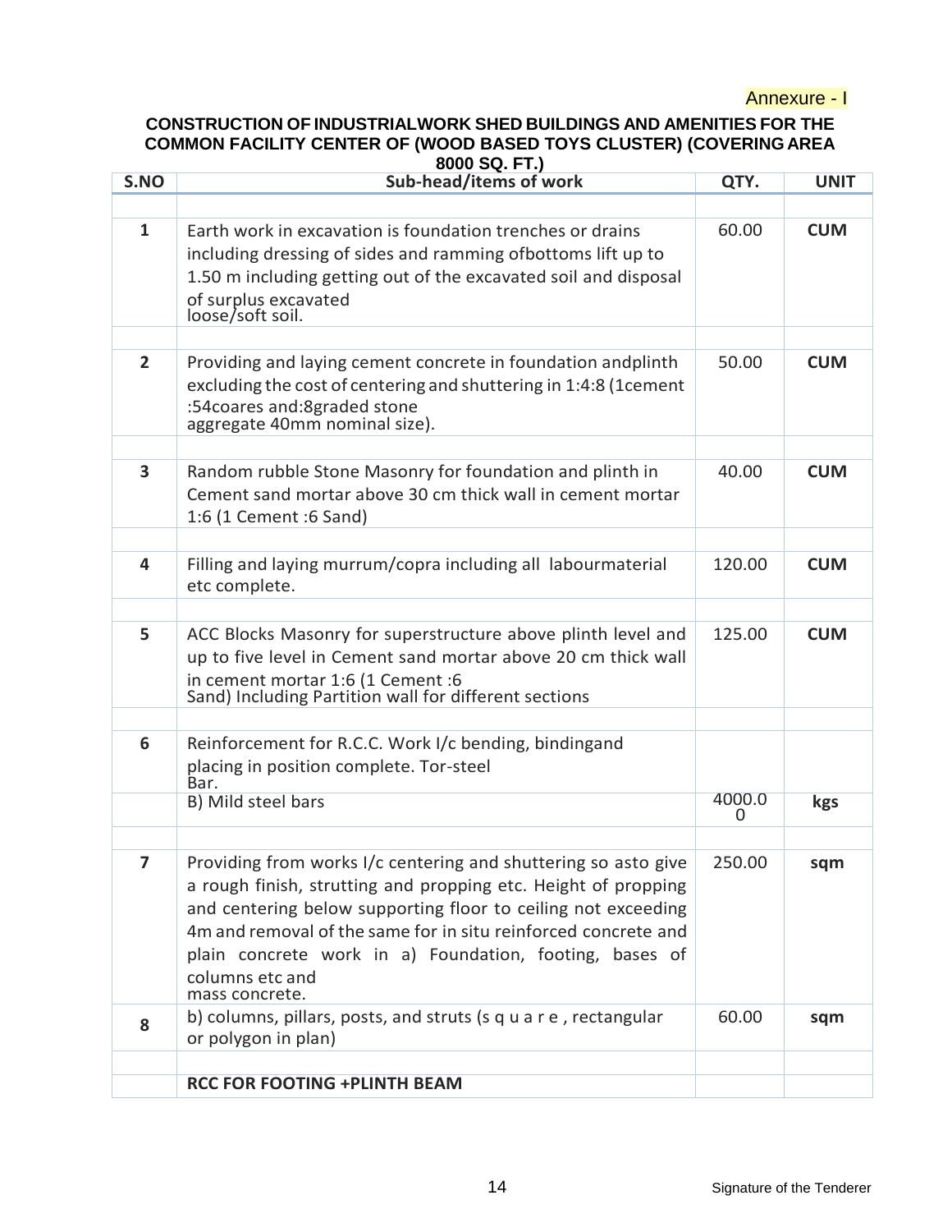Annexure - I

**CONSTRUCTION OF INDUSTRIALWORK SHED BUILDINGS AND AMENITIES FOR THE COMMON FACILITY CENTER OF (WOOD BASED TOYS CLUSTER) (COVERING AREA 8000 SQ. FT.)**

| S.NO | Sub-head/items of work | QTY. | UNIT |
|---|---|---|---|
| | | | |
| 1 | Earth work in excavation is foundation trenches or drains including dressing of sides and ramming ofbottoms lift up to 1.50 m including getting out of the excavated soil and disposal of surplus excavated loose/soft soil. | 60.00 | CUM |
| | | | |
| 2 | Providing and laying cement concrete in foundation andplinth excluding the cost of centering and shuttering in 1:4:8 (1cement :54coares and:8graded stone aggregate 40mm nominal size). | 50.00 | CUM |
| | | | |
| 3 | Random rubble Stone Masonry for foundation and plinth in Cement sand mortar above 30 cm thick wall in cement mortar 1:6 (1 Cement :6 Sand) | 40.00 | CUM |
| | | | |
| 4 | Filling and laying murrum/copra including all labourmaterial etc complete. | 120.00 | CUM |
| | | | |
| 5 | ACC Blocks Masonry for superstructure above plinth level and up to five level in Cement sand mortar above 20 cm thick wall in cement mortar 1:6 (1 Cement :6 Sand) Including Partition wall for different sections | 125.00 | CUM |
| | | | |
| 6 | Reinforcement for R.C.C. Work I/c bending, bindingand placing in position complete. Tor-steel Bar. | | |
| | B) Mild steel bars | 4000.00 | kgs |
| | | | |
| 7 | Providing from works I/c centering and shuttering so asto give a rough finish, strutting and propping etc. Height of propping and centering below supporting floor to ceiling not exceeding 4m and removal of the same for in situ reinforced concrete and plain concrete work in a) Foundation, footing, bases of columns etc and mass concrete. | 250.00 | sqm |
| 8 | b) columns, pillars, posts, and struts (s q u a r e , rectangular or polygon in plan) | 60.00 | sqm |
| | | | |
| | **RCC FOR FOOTING +PLINTH BEAM** | | |

Signature of the Tenderer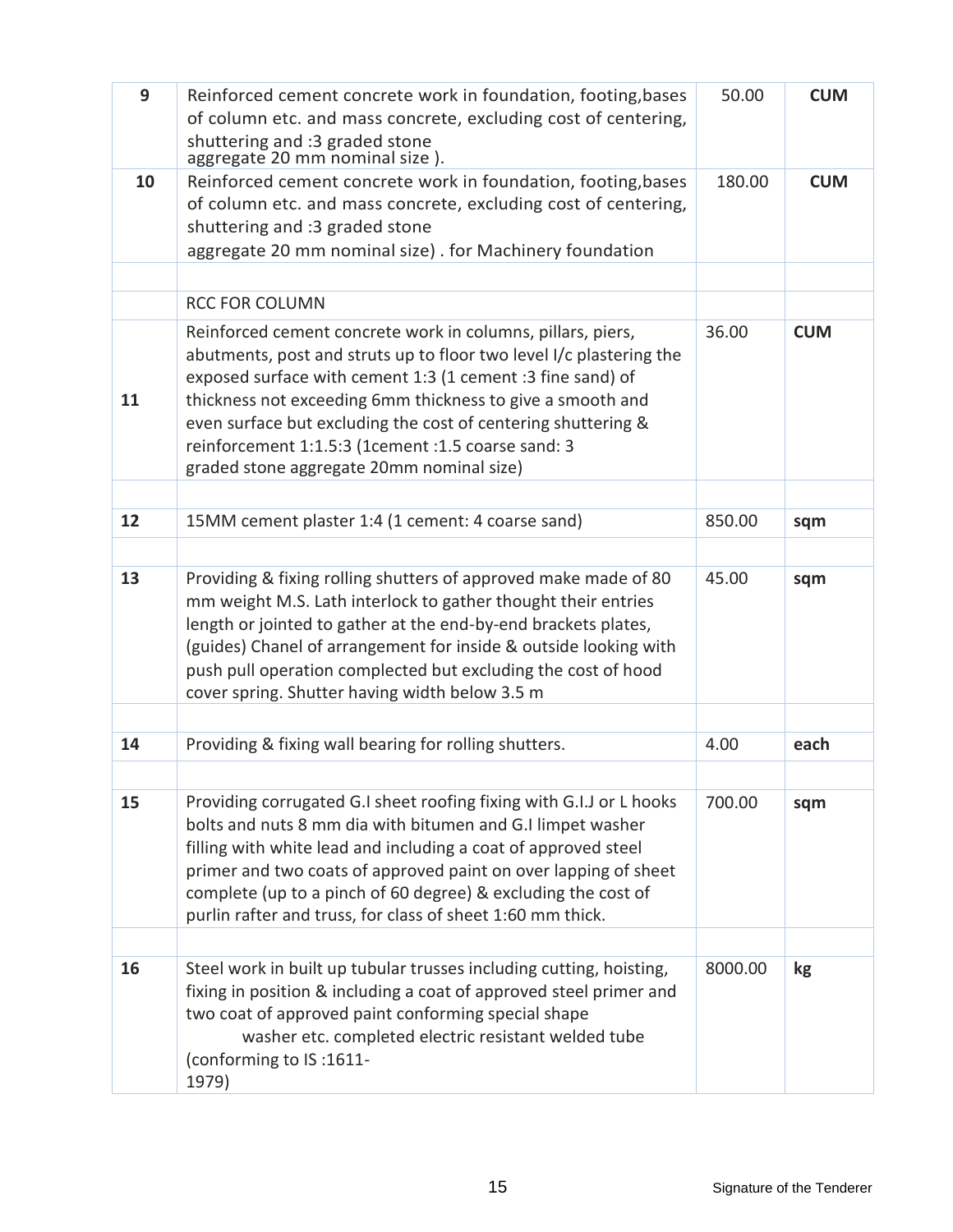| 9 | Reinforced cement concrete work in foundation, footing,bases of column etc. and mass concrete, excluding cost of centering, shuttering and :3 graded stone aggregate 20 mm nominal size ). | 50.00 | **CUM** |
|---|---|---|---|
| **10** | Reinforced cement concrete work in foundation, footing,bases of column etc. and mass concrete, excluding cost of centering, shuttering and :3 graded stone aggregate 20 mm nominal size) . for Machinery foundation | 180.00 | **CUM** |
| | | | |
| | RCC FOR COLUMN | | |
| **11** | Reinforced cement concrete work in columns, pillars, piers, abutments, post and struts up to floor two level I/c plastering the exposed surface with cement 1:3 (1 cement :3 fine sand) of thickness not exceeding 6mm thickness to give a smooth and even surface but excluding the cost of centering shuttering & reinforcement 1:1.5:3 (1cement :1.5 coarse sand: 3 graded stone aggregate 20mm nominal size) | 36.00 | **CUM** |
| | | | |
| **12** | 15MM cement plaster 1:4 (1 cement: 4 coarse sand) | 850.00 | **sqm** |
| | | | |
| **13** | Providing & fixing rolling shutters of approved make made of 80 mm weight M.S. Lath interlock to gather thought their entries length or jointed to gather at the end-by-end brackets plates, (guides) Chanel of arrangement for inside & outside looking with push pull operation complected but excluding the cost of hood cover spring. Shutter having width below 3.5 m | 45.00 | **sqm** |
| | | | |
| **14** | Providing & fixing wall bearing for rolling shutters. | 4.00 | **each** |
| | | | |
| **15** | Providing corrugated G.I sheet roofing fixing with G.I.J or L hooks bolts and nuts 8 mm dia with bitumen and G.I limpet washer filling with white lead and including a coat of approved steel primer and two coats of approved paint on over lapping of sheet complete (up to a pinch of 60 degree) & excluding the cost of purlin rafter and truss, for class of sheet 1:60 mm thick. | 700.00 | **sqm** |
| | | | |
| **16** | Steel work in built up tubular trusses including cutting, hoisting, fixing in position & including a coat of approved steel primer and two coat of approved paint conforming special shape washer etc. completed electric resistant welded tube (conforming to IS :1611-1979) | 8000.00 | **kg** |

Signature of the Tenderer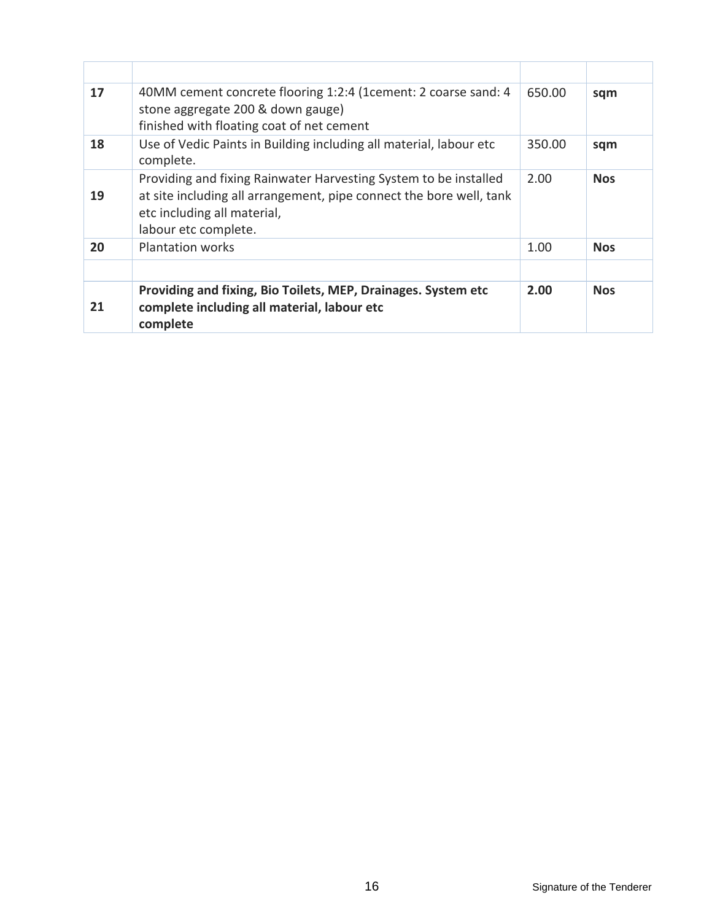| | | | |
|---|---|---|---|
| **17** | 40MM cement concrete flooring 1:2:4 (1cement: 2 coarse sand: 4 stone aggregate 200 & down gauge) finished with floating coat of net cement | 650.00 | **sqm** |
| **18** | Use of Vedic Paints in Building including all material, labour etc complete. | 350.00 | **sqm** |
| **19** | Providing and fixing Rainwater Harvesting System to be installed at site including all arrangement, pipe connect the bore well, tank etc including all material, labour etc complete. | 2.00 | **Nos** |
| **20** | Plantation works | 1.00 | **Nos** |
| | | | |
| **21** | **Providing and fixing, Bio Toilets, MEP, Drainages. System etc complete including all material, labour etc complete** | **2.00** | **Nos** |

Signature of the Tenderer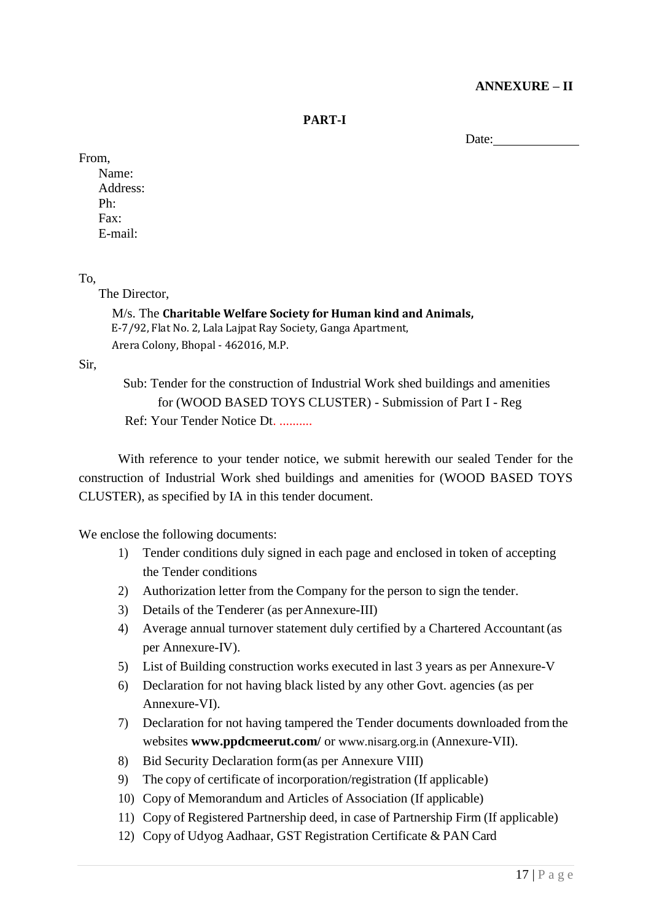**ANNEXURE – II**

**PART-I**

Date:_____________

From,

Name:
Address:
Ph:
Fax:
E-mail:

To,

The Director,

M/s. The **Charitable Welfare Society for Human kind and Animals,**
E-7/92, Flat No. 2, Lala Lajpat Ray Society, Ganga Apartment,
Arera Colony, Bhopal - 462016, M.P.

Sir,

Sub: Tender for the construction of Industrial Work shed buildings and amenities for (WOOD BASED TOYS CLUSTER) - Submission of Part I - Reg

Ref: Your Tender Notice Dt. ..........

With reference to your tender notice, we submit herewith our sealed Tender for the construction of Industrial Work shed buildings and amenities for (WOOD BASED TOYS CLUSTER), as specified by IA in this tender document.

We enclose the following documents:

1) Tender conditions duly signed in each page and enclosed in token of accepting the Tender conditions
2) Authorization letter from the Company for the person to sign the tender.
3) Details of the Tenderer (as per Annexure-III)
4) Average annual turnover statement duly certified by a Chartered Accountant (as per Annexure-IV).
5) List of Building construction works executed in last 3 years as per Annexure-V
6) Declaration for not having black listed by any other Govt. agencies (as per Annexure-VI).
7) Declaration for not having tampered the Tender documents downloaded from the websites **www.ppdcmeerut.com/** or www.nisarg.org.in (Annexure-VII).
8) Bid Security Declaration form (as per Annexure VIII)
9) The copy of certificate of incorporation/registration (If applicable)
10) Copy of Memorandum and Articles of Association (If applicable)
11) Copy of Registered Partnership deed, in case of Partnership Firm (If applicable)
12) Copy of Udyog Aadhaar, GST Registration Certificate & PAN Card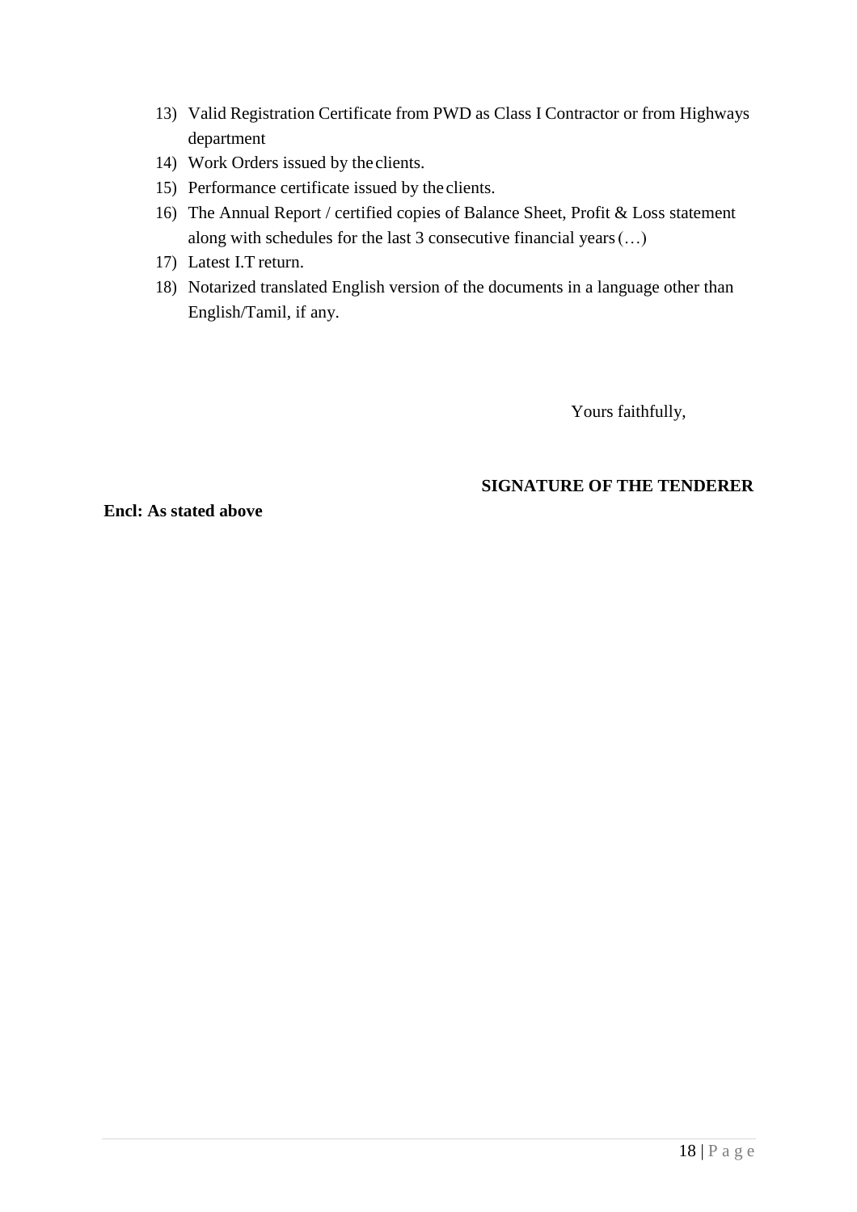13) Valid Registration Certificate from PWD as Class I Contractor or from Highways department
14) Work Orders issued by the clients.
15) Performance certificate issued by the clients.
16) The Annual Report / certified copies of Balance Sheet, Profit & Loss statement along with schedules for the last 3 consecutive financial years (…)
17) Latest I.T return.
18) Notarized translated English version of the documents in a language other than English/Tamil, if any.

Yours faithfully,

**SIGNATURE OF THE TENDERER**

**Encl: As stated above**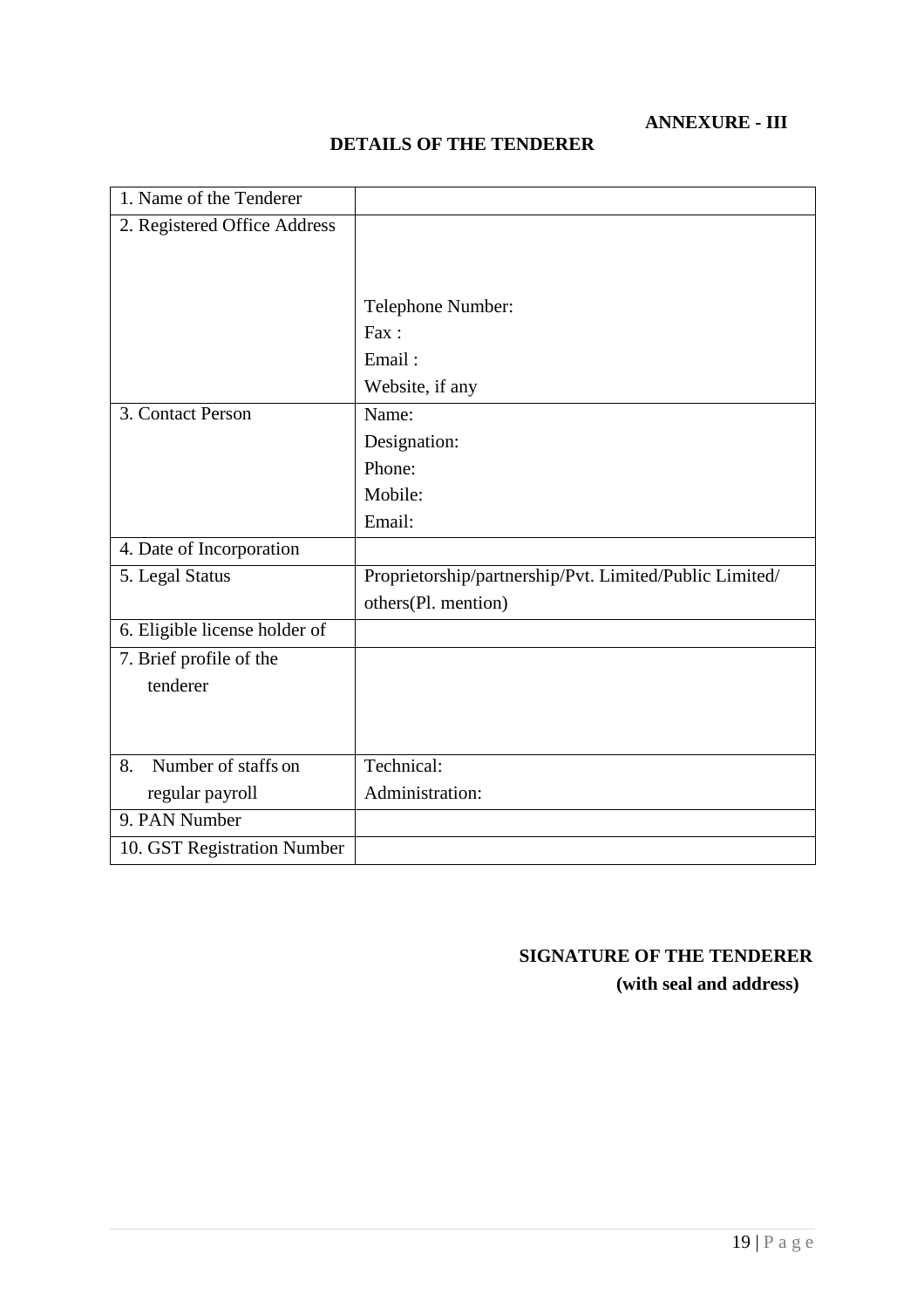**ANNEXURE - III**

## DETAILS OF THE TENDERER

| | |
|---|---|
| 1. Name of the Tenderer | |
| 2. Registered Office Address | Telephone Number:<br>Fax :<br>Email :<br>Website, if any |
| 3. Contact Person | Name:<br>Designation:<br>Phone:<br>Mobile:<br>Email: |
| 4. Date of Incorporation | |
| 5. Legal Status | Proprietorship/partnership/Pvt. Limited/Public Limited/ others(Pl. mention) |
| 6. Eligible license holder of | |
| 7. Brief profile of the tenderer | |
| 8. Number of staffs on regular payroll | Technical:<br>Administration: |
| 9. PAN Number | |
| 10. GST Registration Number | |

**SIGNATURE OF THE TENDERER**
**(with seal and address)**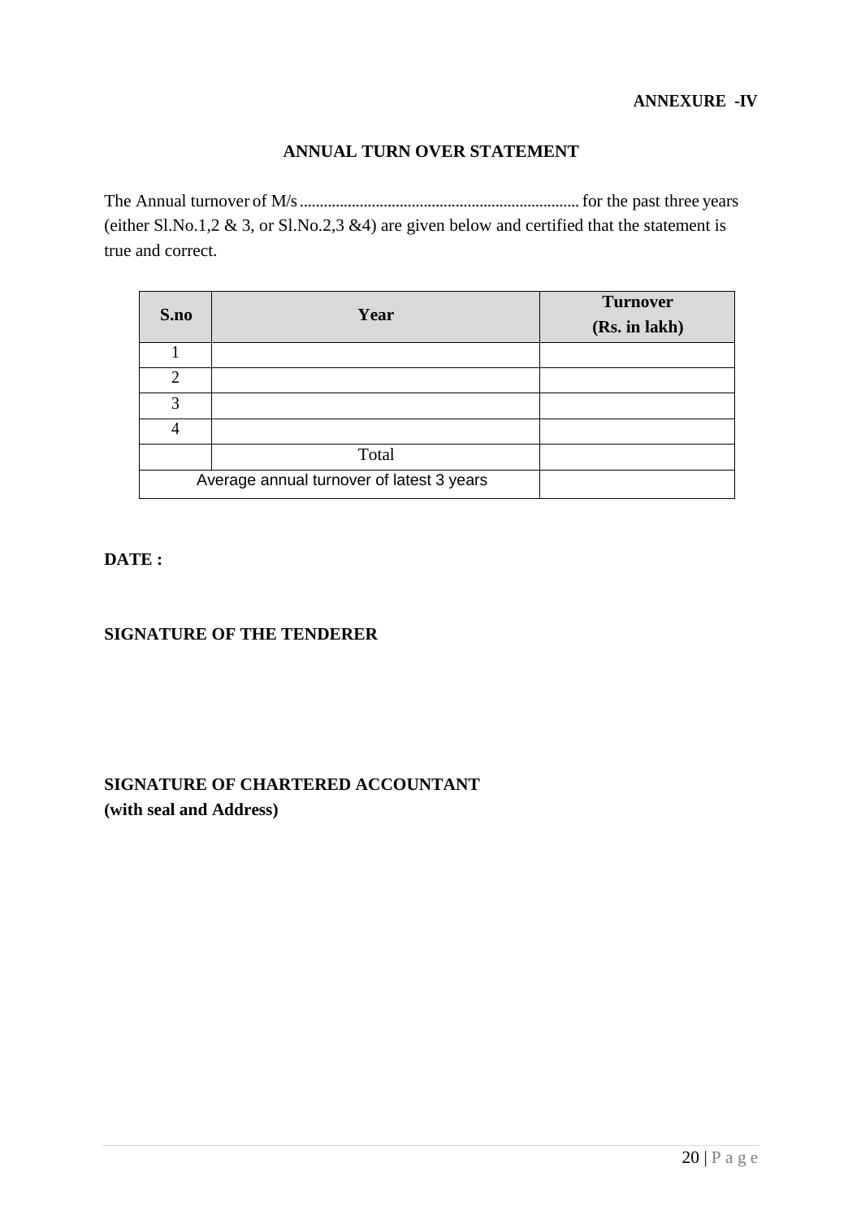**ANNEXURE -IV**

## ANNUAL TURN OVER STATEMENT

The Annual turnover of M/s..................................................................... for the past three years (either Sl.No.1,2 & 3, or Sl.No.2,3 &4) are given below and certified that the statement is true and correct.

| S.no | Year | Turnover (Rs. in lakh) |
|---|---|---|
| 1 | | |
| 2 | | |
| 3 | | |
| 4 | | |
| | Total | |
| Average annual turnover of latest 3 years | | |

**DATE :**

**SIGNATURE OF THE TENDERER**

**SIGNATURE OF CHARTERED ACCOUNTANT**
**(with seal and Address)**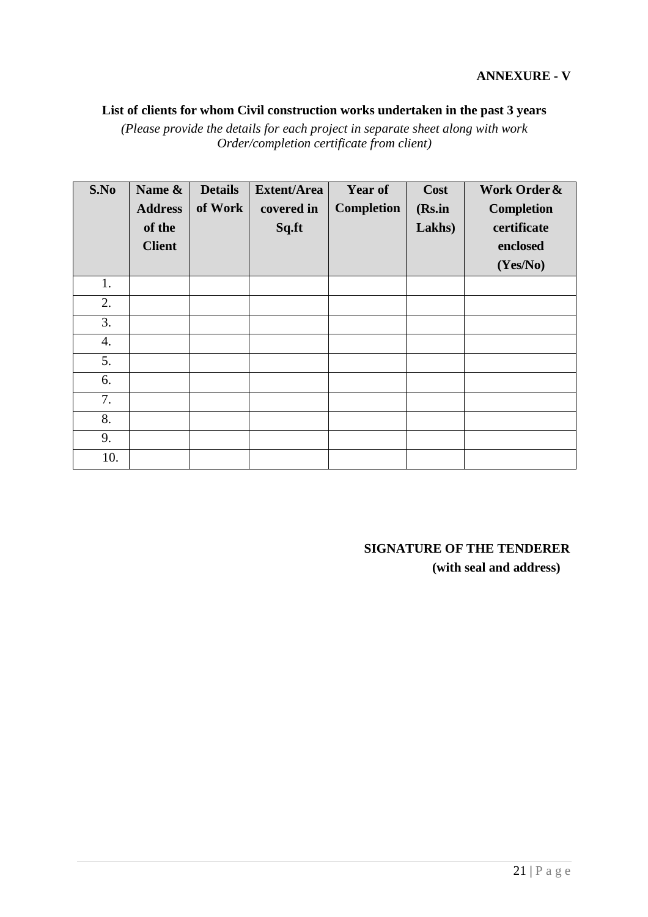**ANNEXURE - V**

**List of clients for whom Civil construction works undertaken in the past 3 years**

*(Please provide the details for each project in separate sheet along with work Order/completion certificate from client)*

| S.No | Name & Address of the Client | Details of Work | Extent/Area covered in Sq.ft | Year of Completion | Cost (Rs.in Lakhs) | Work Order & Completion certificate enclosed (Yes/No) |
|---|---|---|---|---|---|---|
| 1. | | | | | | |
| 2. | | | | | | |
| 3. | | | | | | |
| 4. | | | | | | |
| 5. | | | | | | |
| 6. | | | | | | |
| 7. | | | | | | |
| 8. | | | | | | |
| 9. | | | | | | |
| 10. | | | | | | |

**SIGNATURE OF THE TENDERER**
**(with seal and address)**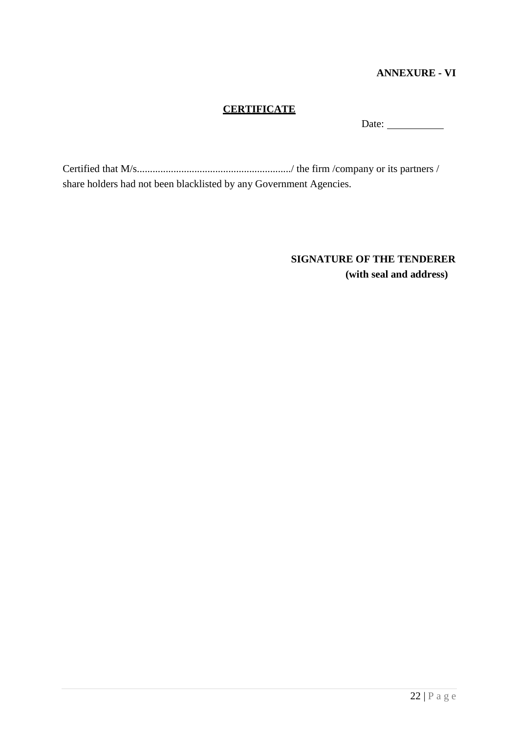**ANNEXURE - VI**

**CERTIFICATE**

Date: ___________

Certified that M/s........................................................../ the firm /company or its partners / share holders had not been blacklisted by any Government Agencies.

**SIGNATURE OF THE TENDERER**
**(with seal and address)**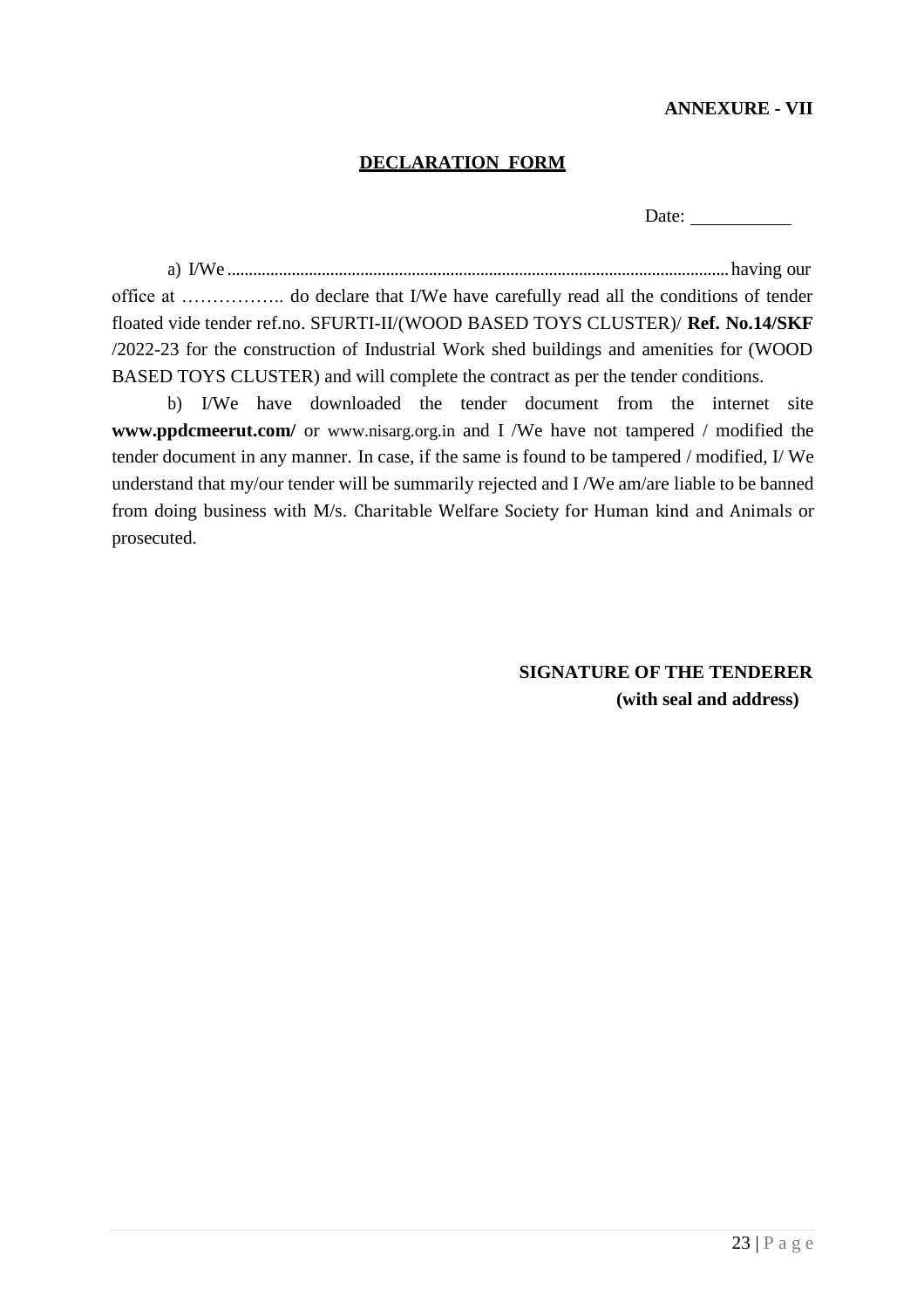**ANNEXURE - VII**

## DECLARATION FORM

Date: \_\_\_\_\_\_\_\_\_\_\_

a) I/We ......................................................................................................................... having our office at …………….. do declare that I/We have carefully read all the conditions of tender floated vide tender ref.no. SFURTI-II/(WOOD BASED TOYS CLUSTER)/ **Ref. No.14/SKF** /2022-23 for the construction of Industrial Work shed buildings and amenities for (WOOD BASED TOYS CLUSTER) and will complete the contract as per the tender conditions.

b) I/We have downloaded the tender document from the internet site **www.ppdcmeerut.com/** or www.nisarg.org.in and I /We have not tampered / modified the tender document in any manner. In case, if the same is found to be tampered / modified, I/ We understand that my/our tender will be summarily rejected and I /We am/are liable to be banned from doing business with M/s. Charitable Welfare Society for Human kind and Animals or prosecuted.

**SIGNATURE OF THE TENDERER**
**(with seal and address)**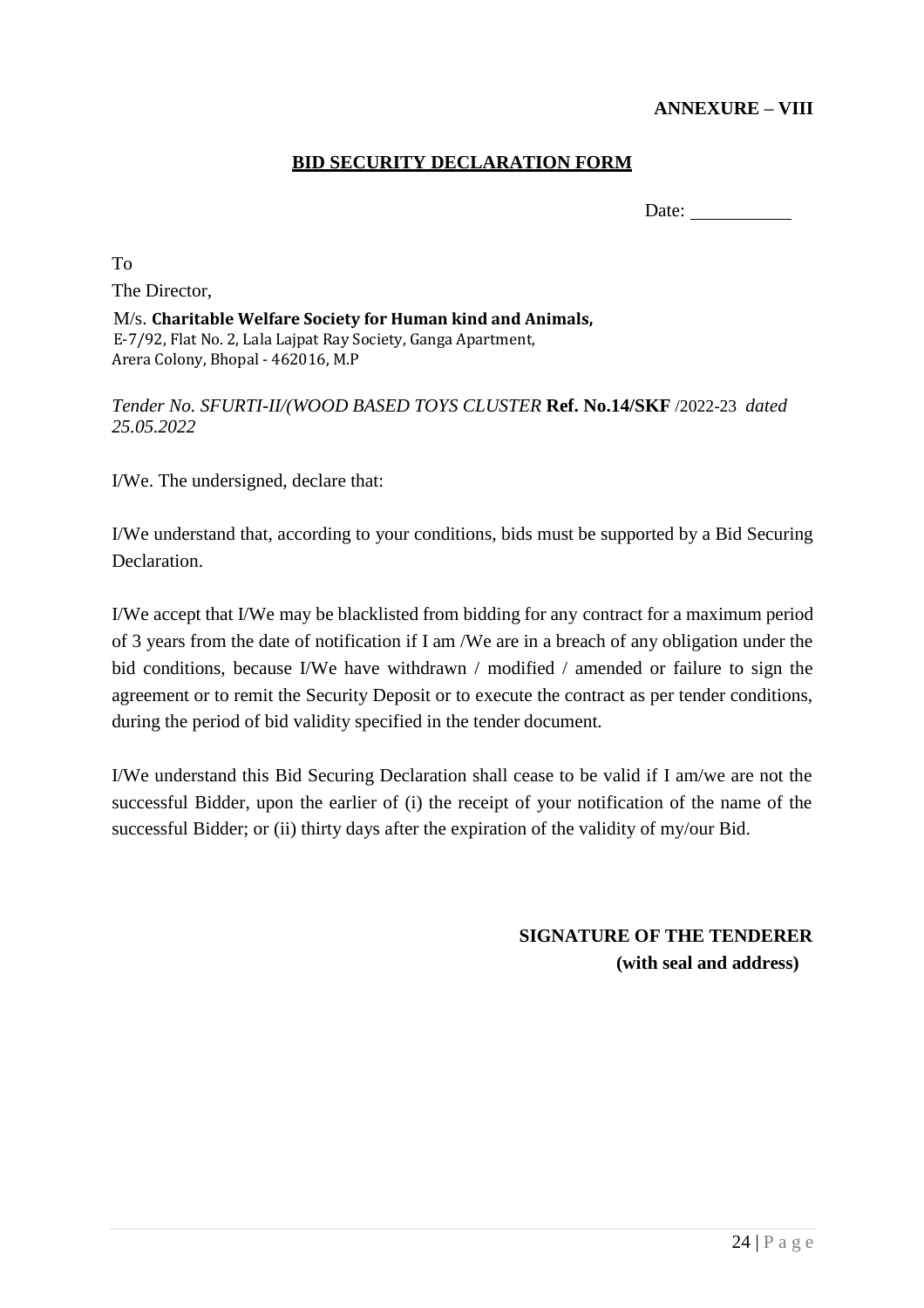**ANNEXURE – VIII**

**BID SECURITY DECLARATION FORM**

Date: ___________

To

The Director,

M/s. **Charitable Welfare Society for Human kind and Animals,**
E-7/92, Flat No. 2, Lala Lajpat Ray Society, Ganga Apartment,
Arera Colony, Bhopal - 462016, M.P

*Tender No. SFURTI-II/(WOOD BASED TOYS CLUSTER* **Ref. No.14/SKF** /2022-23 *dated 25.05.2022*

I/We. The undersigned, declare that:

I/We understand that, according to your conditions, bids must be supported by a Bid Securing Declaration.

I/We accept that I/We may be blacklisted from bidding for any contract for a maximum period of 3 years from the date of notification if I am /We are in a breach of any obligation under the bid conditions, because I/We have withdrawn / modified / amended or failure to sign the agreement or to remit the Security Deposit or to execute the contract as per tender conditions, during the period of bid validity specified in the tender document.

I/We understand this Bid Securing Declaration shall cease to be valid if I am/we are not the successful Bidder, upon the earlier of (i) the receipt of your notification of the name of the successful Bidder; or (ii) thirty days after the expiration of the validity of my/our Bid.

**SIGNATURE OF THE TENDERER**
**(with seal and address)**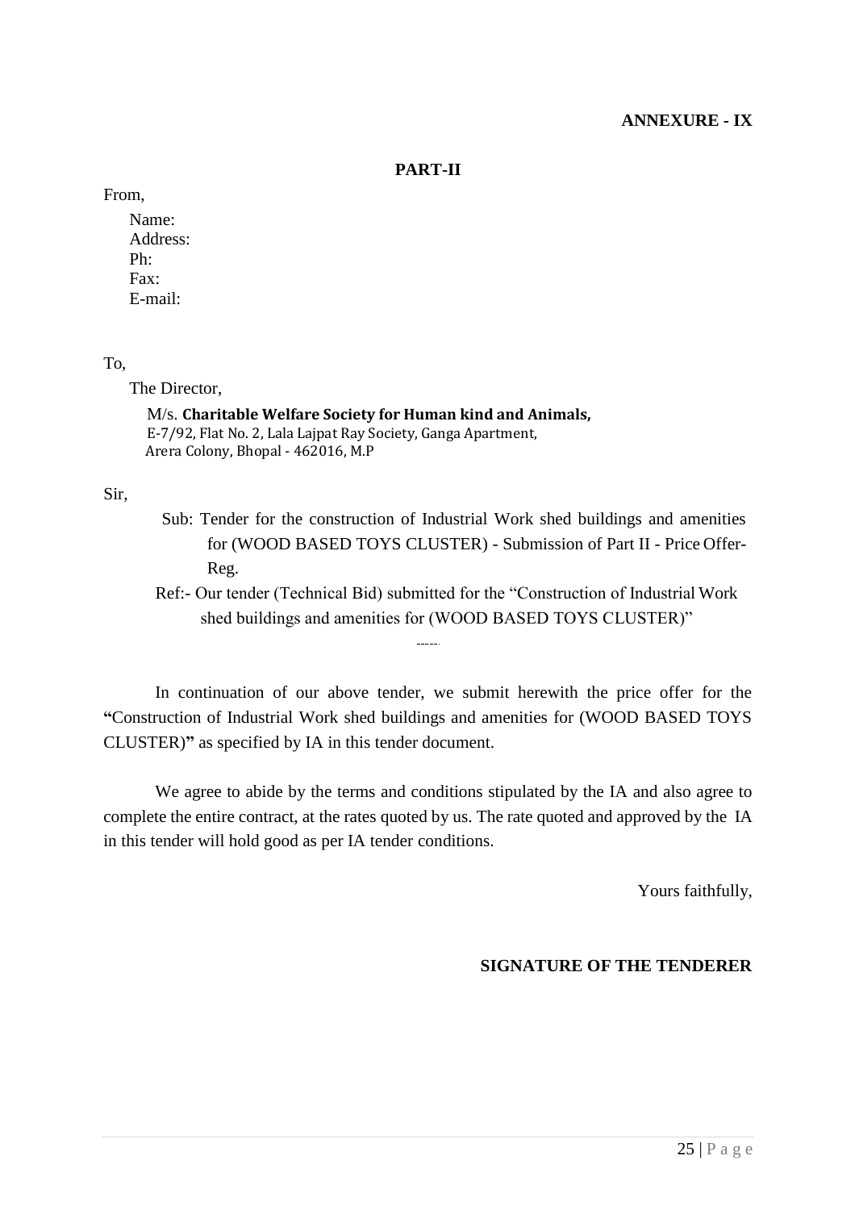**ANNEXURE - IX**

## PART-II

From,

Name:
Address:
Ph:
Fax:
E-mail:

To,

The Director,

M/s. **Charitable Welfare Society for Human kind and Animals,**
E-7/92, Flat No. 2, Lala Lajpat Ray Society, Ganga Apartment,
Arera Colony, Bhopal - 462016, M.P

Sir,

Sub: Tender for the construction of Industrial Work shed buildings and amenities for (WOOD BASED TOYS CLUSTER) - Submission of Part II - Price Offer- Reg.

Ref:- Our tender (Technical Bid) submitted for the "Construction of Industrial Work shed buildings and amenities for (WOOD BASED TOYS CLUSTER)"

-----

In continuation of our above tender, we submit herewith the price offer for the **"**Construction of Industrial Work shed buildings and amenities for (WOOD BASED TOYS CLUSTER)**"** as specified by IA in this tender document.

We agree to abide by the terms and conditions stipulated by the IA and also agree to complete the entire contract, at the rates quoted by us. The rate quoted and approved by the IA in this tender will hold good as per IA tender conditions.

Yours faithfully,

**SIGNATURE OF THE TENDERER**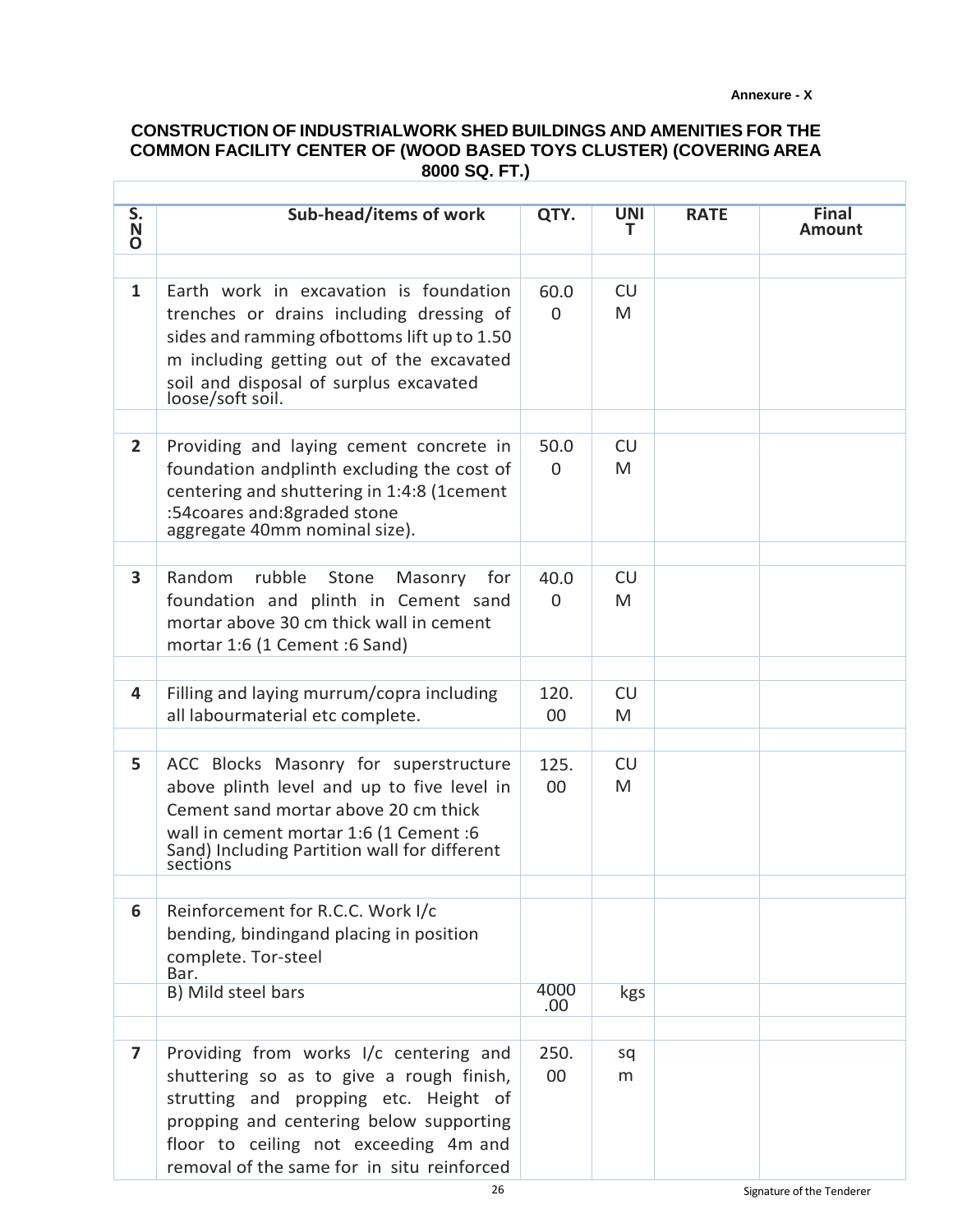**Annexure - X**

## CONSTRUCTION OF INDUSTRIALWORK SHED BUILDINGS AND AMENITIES FOR THE COMMON FACILITY CENTER OF (WOOD BASED TOYS CLUSTER) (COVERING AREA 8000 SQ. FT.)

| S. NO | Sub-head/items of work | QTY. | UNIT | RATE | Final Amount |
|---|---|---|---|---|---|
| | | | | | |
| 1 | Earth work in excavation is foundation trenches or drains including dressing of sides and ramming ofbottoms lift up to 1.50 m including getting out of the excavated soil and disposal of surplus excavated loose/soft soil. | 60.00 | CUM | | |
| | | | | | |
| 2 | Providing and laying cement concrete in foundation andplinth excluding the cost of centering and shuttering in 1:4:8 (1cement :54coares and:8graded stone aggregate 40mm nominal size). | 50.00 | CUM | | |
| | | | | | |
| 3 | Random rubble Stone Masonry for foundation and plinth in Cement sand mortar above 30 cm thick wall in cement mortar 1:6 (1 Cement :6 Sand) | 40.00 | CUM | | |
| | | | | | |
| 4 | Filling and laying murrum/copra including all labourmaterial etc complete. | 120.00 | CUM | | |
| | | | | | |
| 5 | ACC Blocks Masonry for superstructure above plinth level and up to five level in Cement sand mortar above 20 cm thick wall in cement mortar 1:6 (1 Cement :6 Sand) Including Partition wall for different sections | 125.00 | CUM | | |
| | | | | | |
| 6 | Reinforcement for R.C.C. Work I/c bending, bindingand placing in position complete. Tor-steel Bar. | | | | |
| | B) Mild steel bars | 4000.00 | kgs | | |
| | | | | | |
| 7 | Providing from works I/c centering and shuttering so as to give a rough finish, strutting and propping etc. Height of propping and centering below supporting floor to ceiling not exceeding 4m and removal of the same for in situ reinforced | 250.00 | sq m | | |

Signature of the Tenderer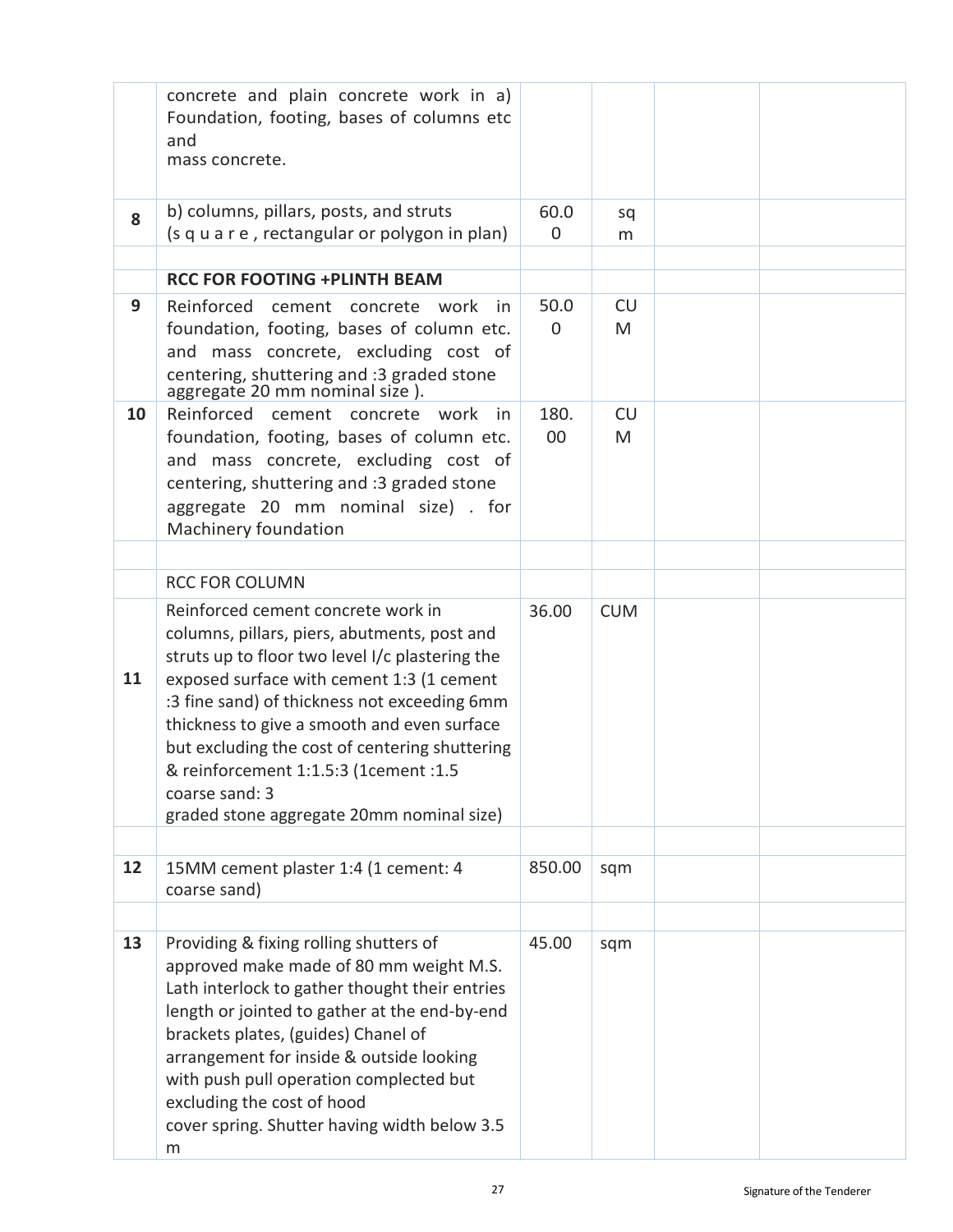| | | | | | |
|---|---|---|---|---|---|
| | concrete and plain concrete work in a) Foundation, footing, bases of columns etc and mass concrete. | | | | |
| 8 | b) columns, pillars, posts, and struts (s q u a r e , rectangular or polygon in plan) | 60.00 | sqm | | |
| | | | | | |
| | **RCC FOR FOOTING +PLINTH BEAM** | | | | |
| 9 | Reinforced cement concrete work in foundation, footing, bases of column etc. and mass concrete, excluding cost of centering, shuttering and :3 graded stone aggregate 20 mm nominal size ). | 50.00 | CUM | | |
| 10 | Reinforced cement concrete work in foundation, footing, bases of column etc. and mass concrete, excluding cost of centering, shuttering and :3 graded stone aggregate 20 mm nominal size) . for Machinery foundation | 180.00 | CUM | | |
| | | | | | |
| | RCC FOR COLUMN | | | | |
| 11 | Reinforced cement concrete work in columns, pillars, piers, abutments, post and struts up to floor two level I/c plastering the exposed surface with cement 1:3 (1 cement :3 fine sand) of thickness not exceeding 6mm thickness to give a smooth and even surface but excluding the cost of centering shuttering & reinforcement 1:1.5:3 (1cement :1.5 coarse sand: 3 graded stone aggregate 20mm nominal size) | 36.00 | CUM | | |
| | | | | | |
| 12 | 15MM cement plaster 1:4 (1 cement: 4 coarse sand) | 850.00 | sqm | | |
| | | | | | |
| 13 | Providing & fixing rolling shutters of approved make made of 80 mm weight M.S. Lath interlock to gather thought their entries length or jointed to gather at the end-by-end brackets plates, (guides) Chanel of arrangement for inside & outside looking with push pull operation complected but excluding the cost of hood cover spring. Shutter having width below 3.5 m | 45.00 | sqm | | |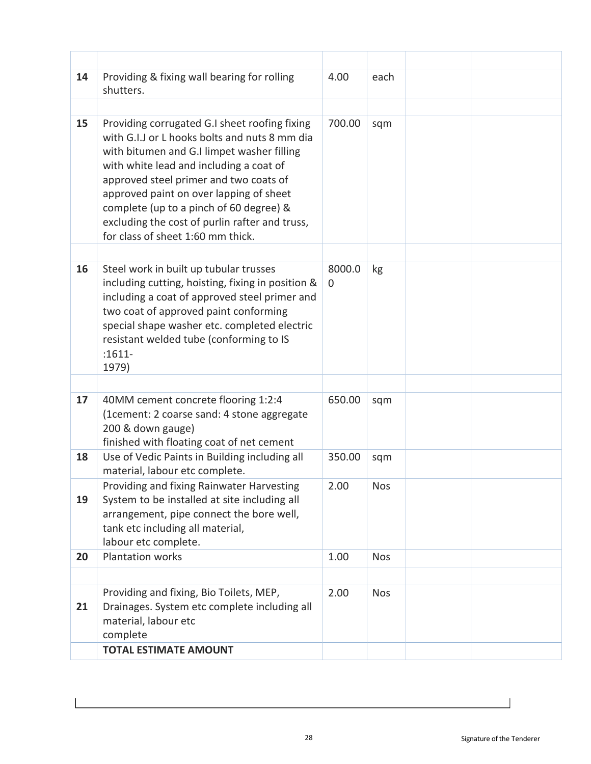| | | | | | |
|---|---|---|---|---|---|
| | | | | | |
| 14 | Providing & fixing wall bearing for rolling shutters. | 4.00 | each | | |
| | | | | | |
| 15 | Providing corrugated G.I sheet roofing fixing with G.I.J or L hooks bolts and nuts 8 mm dia with bitumen and G.I limpet washer filling with white lead and including a coat of approved steel primer and two coats of approved paint on over lapping of sheet complete (up to a pinch of 60 degree) & excluding the cost of purlin rafter and truss, for class of sheet 1:60 mm thick. | 700.00 | sqm | | |
| | | | | | |
| 16 | Steel work in built up tubular trusses including cutting, hoisting, fixing in position & including a coat of approved steel primer and two coat of approved paint conforming special shape washer etc. completed electric resistant welded tube (conforming to IS :1611- 1979) | 8000.00 | kg | | |
| | | | | | |
| 17 | 40MM cement concrete flooring 1:2:4 (1cement: 2 coarse sand: 4 stone aggregate 200 & down gauge) finished with floating coat of net cement | 650.00 | sqm | | |
| 18 | Use of Vedic Paints in Building including all material, labour etc complete. | 350.00 | sqm | | |
| 19 | Providing and fixing Rainwater Harvesting System to be installed at site including all arrangement, pipe connect the bore well, tank etc including all material, labour etc complete. | 2.00 | Nos | | |
| 20 | Plantation works | 1.00 | Nos | | |
| | | | | | |
| 21 | Providing and fixing, Bio Toilets, MEP, Drainages. System etc complete including all material, labour etc complete | 2.00 | Nos | | |
| | **TOTAL ESTIMATE AMOUNT** | | | | |

Signature of the Tenderer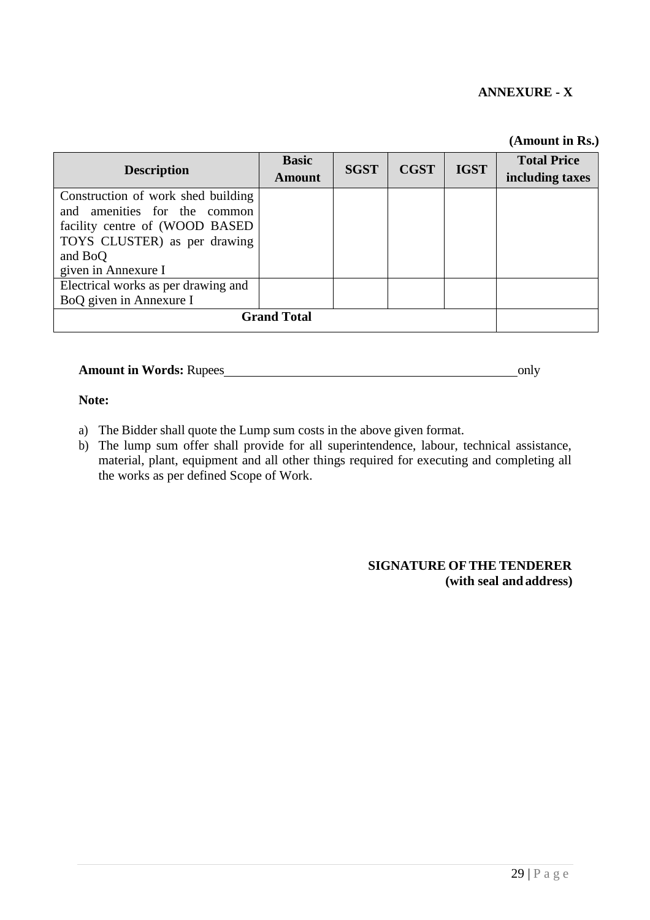**ANNEXURE - X**

**(Amount in Rs.)**

| Description | Basic Amount | SGST | CGST | IGST | Total Price including taxes |
|---|---|---|---|---|---|
| Construction of work shed building and amenities for the common facility centre of (WOOD BASED TOYS CLUSTER) as per drawing and BoQ given in Annexure I | | | | | |
| Electrical works as per drawing and BoQ given in Annexure I | | | | | |
| **Grand Total** | | | | | |

**Amount in Words:** Rupees_____________________________________________only

**Note:**

a) The Bidder shall quote the Lump sum costs in the above given format.
b) The lump sum offer shall provide for all superintendence, labour, technical assistance, material, plant, equipment and all other things required for executing and completing all the works as per defined Scope of Work.

**SIGNATURE OF THE TENDERER**
**(with seal and address)**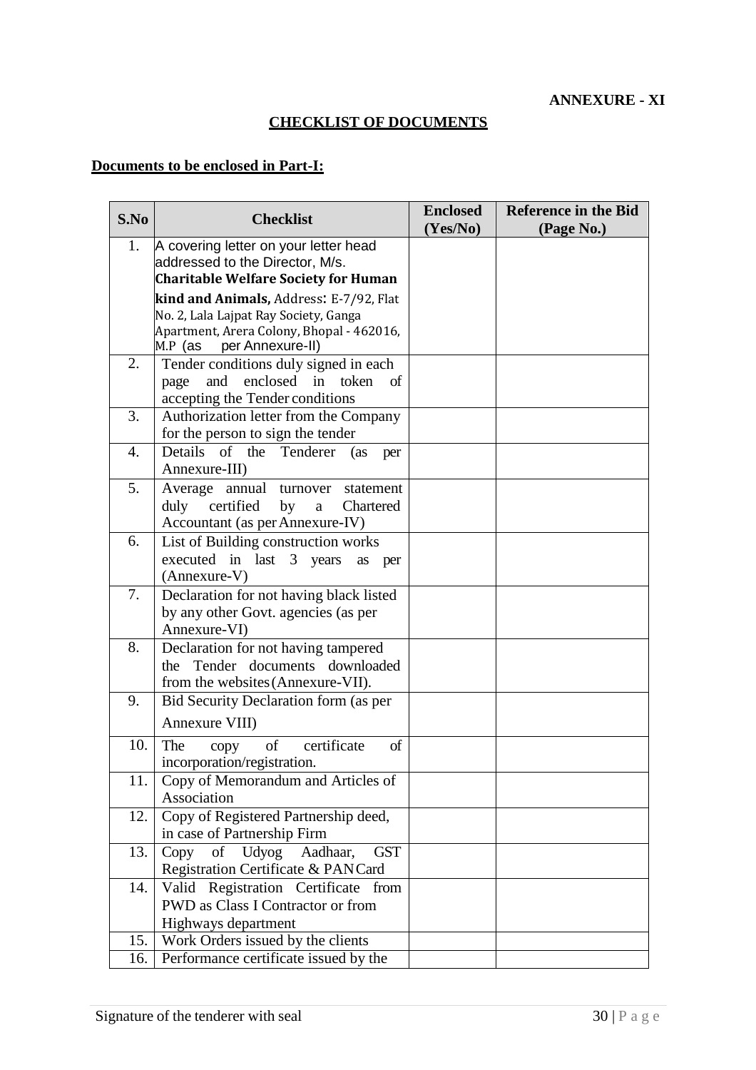**ANNEXURE - XI**

## CHECKLIST OF DOCUMENTS

### Documents to be enclosed in Part-I:

| S.No | Checklist | Enclosed (Yes/No) | Reference in the Bid (Page No.) |
|---|---|---|---|
| 1. | A covering letter on your letter head addressed to the Director, M/s. **Charitable Welfare Society for Human kind and Animals,** Address: E-7/92, Flat No. 2, Lala Lajpat Ray Society, Ganga Apartment, Arera Colony, Bhopal - 462016, M.P (as per Annexure-II) | | |
| 2. | Tender conditions duly signed in each page and enclosed in token of accepting the Tender conditions | | |
| 3. | Authorization letter from the Company for the person to sign the tender | | |
| 4. | Details of the Tenderer (as per Annexure-III) | | |
| 5. | Average annual turnover statement duly certified by a Chartered Accountant (as per Annexure-IV) | | |
| 6. | List of Building construction works executed in last 3 years as per (Annexure-V) | | |
| 7. | Declaration for not having black listed by any other Govt. agencies (as per Annexure-VI) | | |
| 8. | Declaration for not having tampered the Tender documents downloaded from the websites (Annexure-VII). | | |
| 9. | Bid Security Declaration form (as per Annexure VIII) | | |
| 10. | The copy of certificate of incorporation/registration. | | |
| 11. | Copy of Memorandum and Articles of Association | | |
| 12. | Copy of Registered Partnership deed, in case of Partnership Firm | | |
| 13. | Copy of Udyog Aadhaar, GST Registration Certificate & PAN Card | | |
| 14. | Valid Registration Certificate from PWD as Class I Contractor or from Highways department | | |
| 15. | Work Orders issued by the clients | | |
| 16. | Performance certificate issued by the | | |

Signature of the tenderer with seal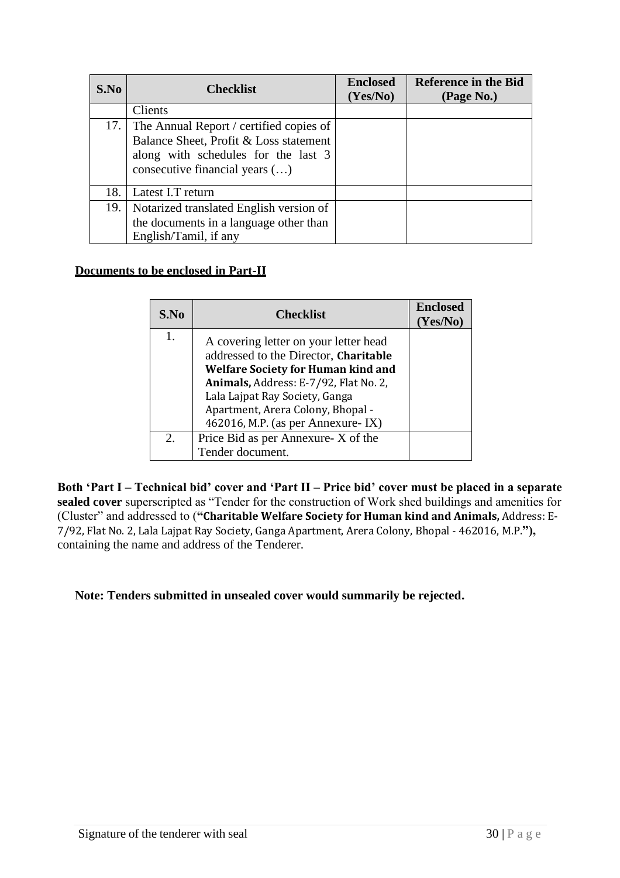| S.No | Checklist | Enclosed (Yes/No) | Reference in the Bid (Page No.) |
|---|---|---|---|
| | Clients | | |
| 17. | The Annual Report / certified copies of Balance Sheet, Profit & Loss statement along with schedules for the last 3 consecutive financial years (…) | | |
| 18. | Latest I.T return | | |
| 19. | Notarized translated English version of the documents in a language other than English/Tamil, if any | | |

**Documents to be enclosed in Part-II**

| S.No | Checklist | Enclosed (Yes/No) |
|---|---|---|
| 1. | A covering letter on your letter head addressed to the Director, **Charitable Welfare Society for Human kind and Animals,** Address: E-7/92, Flat No. 2, Lala Lajpat Ray Society, Ganga Apartment, Arera Colony, Bhopal - 462016, M.P. (as per Annexure- IX) | |
| 2. | Price Bid as per Annexure- X of the Tender document. | |

**Both 'Part I – Technical bid' cover and 'Part II – Price bid' cover must be placed in a separate sealed cover** superscripted as "Tender for the construction of Work shed buildings and amenities for (Cluster" and addressed to (**"Charitable Welfare Society for Human kind and Animals,** Address: E-7/92, Flat No. 2, Lala Lajpat Ray Society, Ganga Apartment, Arera Colony, Bhopal - 462016, M.P.**"),** containing the name and address of the Tenderer.

**Note: Tenders submitted in unsealed cover would summarily be rejected.**

Signature of the tenderer with seal